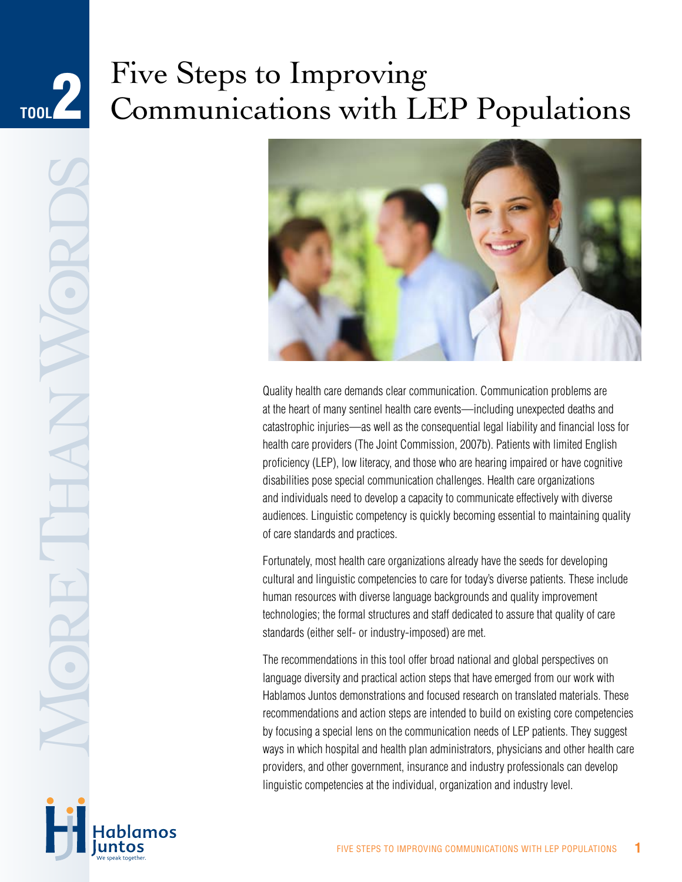TOOL 2

# Five Steps to Improving Communications with LEP Populations

Quality health care demands clear communication. Communication problems are at the heart of many sentinel health care events—including unexpected deaths and catastrophic injuries—as well as the consequential legal liability and financial loss for health care providers (The Joint Commission, 2007b). Patients with limited English proficiency (LEP), low literacy, and those who are hearing impaired or have cognitive disabilities pose special communication challenges. Health care organizations and individuals need to develop a capacity to communicate effectively with diverse audiences. Linguistic competency is quickly becoming essential to maintaining quality of care standards and practices.

Fortunately, most health care organizations already have the seeds for developing cultural and linguistic competencies to care for today's diverse patients. These include human resources with diverse language backgrounds and quality improvement technologies; the formal structures and staff dedicated to assure that quality of care standards (either self- or industry-imposed) are met.

The recommendations in this tool offer broad national and global perspectives on language diversity and practical action steps that have emerged from our work with Hablamos Juntos demonstrations and focused research on translated materials. These recommendations and action steps are intended to build on existing core competencies by focusing a special lens on the communication needs of LEP patients. They suggest ways in which hospital and health plan administrators, physicians and other health care providers, and other government, insurance and industry professionals can develop linguistic competencies at the individual, organization and industry level.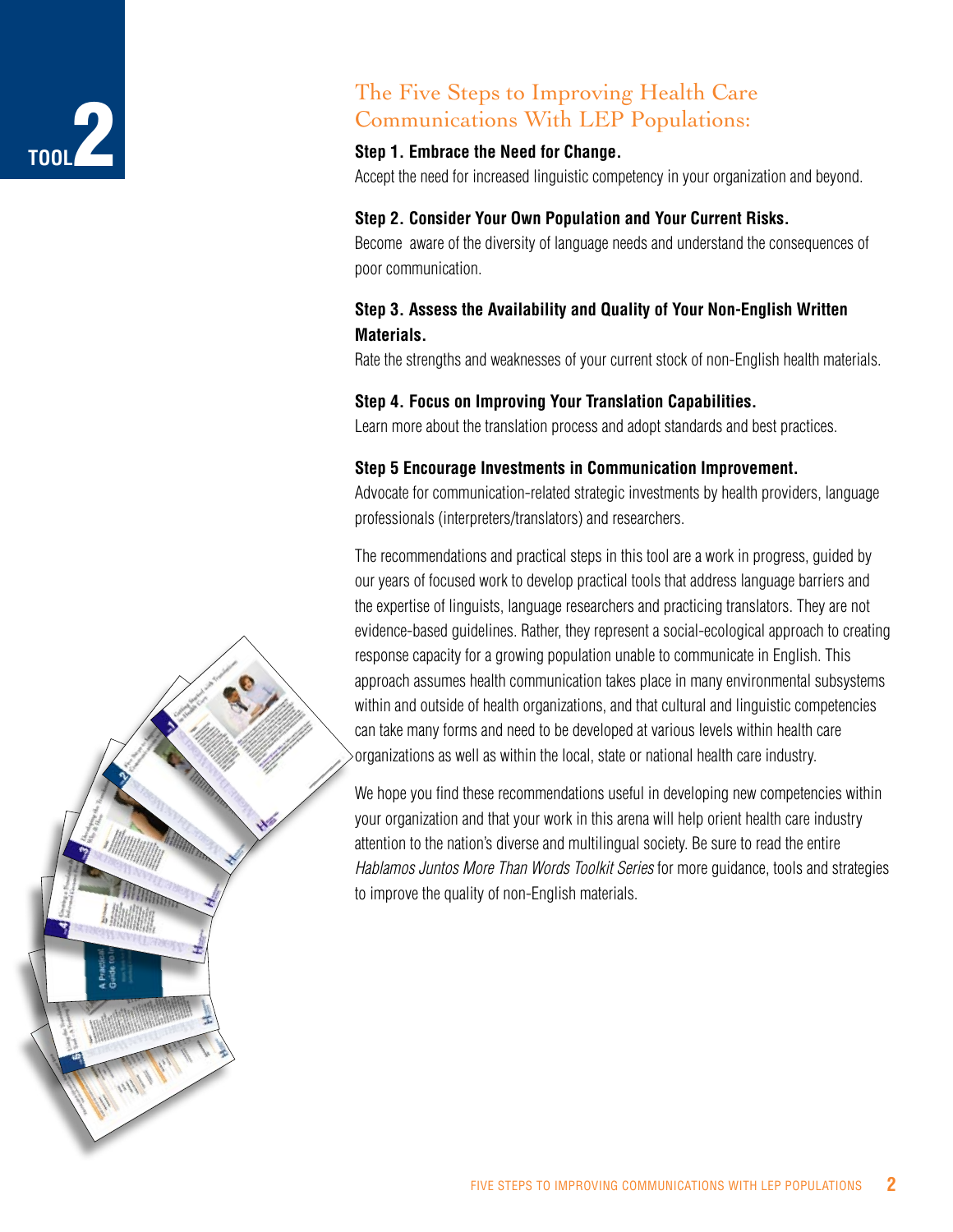TOOL 2

## The Five Steps to Improving Health Care Communications With LEP Populations:

**Step 1. Embrace the Need for Change.**
Accept the need for increased linguistic competency in your organization and beyond.

**Step 2. Consider Your Own Population and Your Current Risks.**
Become aware of the diversity of language needs and understand the consequences of poor communication.

**Step 3. Assess the Availability and Quality of Your Non-English Written Materials.**
Rate the strengths and weaknesses of your current stock of non-English health materials.

**Step 4. Focus on Improving Your Translation Capabilities.**
Learn more about the translation process and adopt standards and best practices.

**Step 5 Encourage Investments in Communication Improvement.**
Advocate for communication-related strategic investments by health providers, language professionals (interpreters/translators) and researchers.

The recommendations and practical steps in this tool are a work in progress, guided by our years of focused work to develop practical tools that address language barriers and the expertise of linguists, language researchers and practicing translators. They are not evidence-based guidelines. Rather, they represent a social-ecological approach to creating response capacity for a growing population unable to communicate in English. This approach assumes health communication takes place in many environmental subsystems within and outside of health organizations, and that cultural and linguistic competencies can take many forms and need to be developed at various levels within health care organizations as well as within the local, state or national health care industry.

We hope you find these recommendations useful in developing new competencies within your organization and that your work in this arena will help orient health care industry attention to the nation's diverse and multilingual society. Be sure to read the entire *Hablamos Juntos More Than Words Toolkit Series* for more guidance, tools and strategies to improve the quality of non-English materials.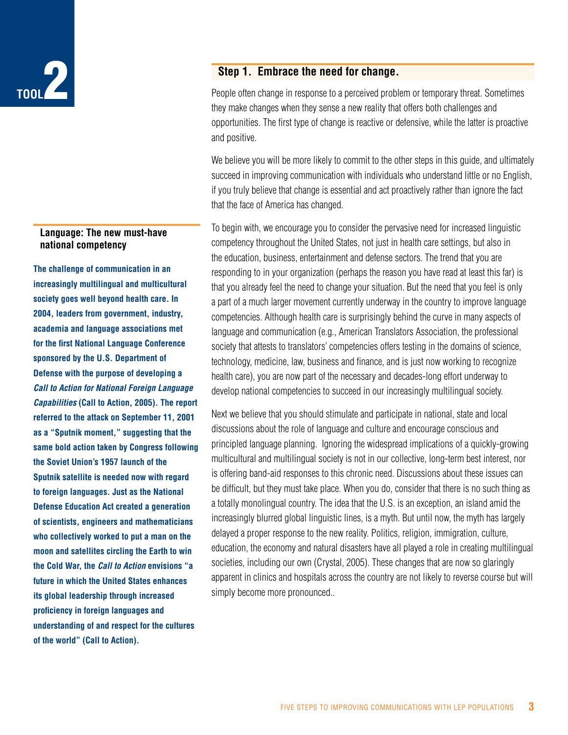TOOL 2

## Step 1. Embrace the need for change.

People often change in response to a perceived problem or temporary threat. Sometimes they make changes when they sense a new reality that offers both challenges and opportunities. The first type of change is reactive or defensive, while the latter is proactive and positive.

We believe you will be more likely to commit to the other steps in this guide, and ultimately succeed in improving communication with individuals who understand little or no English, if you truly believe that change is essential and act proactively rather than ignore the fact that the face of America has changed.

To begin with, we encourage you to consider the pervasive need for increased linguistic competency throughout the United States, not just in health care settings, but also in the education, business, entertainment and defense sectors. The trend that you are responding to in your organization (perhaps the reason you have read at least this far) is that you already feel the need to change your situation. But the need that you feel is only a part of a much larger movement currently underway in the country to improve language competencies. Although health care is surprisingly behind the curve in many aspects of language and communication (e.g., American Translators Association, the professional society that attests to translators' competencies offers testing in the domains of science, technology, medicine, law, business and finance, and is just now working to recognize health care), you are now part of the necessary and decades-long effort underway to develop national competencies to succeed in our increasingly multilingual society.

Next we believe that you should stimulate and participate in national, state and local discussions about the role of language and culture and encourage conscious and principled language planning. Ignoring the widespread implications of a quickly-growing multicultural and multilingual society is not in our collective, long-term best interest, nor is offering band-aid responses to this chronic need. Discussions about these issues can be difficult, but they must take place. When you do, consider that there is no such thing as a totally monolingual country. The idea that the U.S. is an exception, an island amid the increasingly blurred global linguistic lines, is a myth. But until now, the myth has largely delayed a proper response to the new reality. Politics, religion, immigration, culture, education, the economy and natural disasters have all played a role in creating multilingual societies, including our own (Crystal, 2005). These changes that are now so glaringly apparent in clinics and hospitals across the country are not likely to reverse course but will simply become more pronounced..

### Language: The new must-have national competency

**The challenge of communication in an increasingly multilingual and multicultural society goes well beyond health care. In 2004, leaders from government, industry, academia and language associations met for the first National Language Conference sponsored by the U.S. Department of Defense with the purpose of developing a *Call to Action for National Foreign Language Capabilities* (Call to Action, 2005). The report referred to the attack on September 11, 2001 as a "Sputnik moment," suggesting that the same bold action taken by Congress following the Soviet Union's 1957 launch of the Sputnik satellite is needed now with regard to foreign languages. Just as the National Defense Education Act created a generation of scientists, engineers and mathematicians who collectively worked to put a man on the moon and satellites circling the Earth to win the Cold War, the *Call to Action* envisions "a future in which the United States enhances its global leadership through increased proficiency in foreign languages and understanding of and respect for the cultures of the world" (Call to Action).**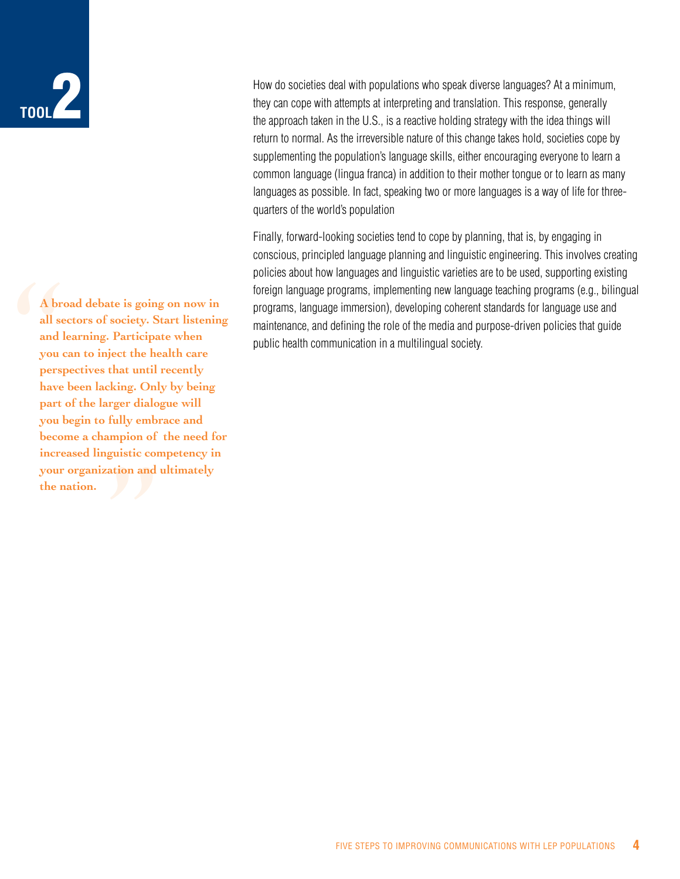# TOOL 2

> **A broad debate is going on now in all sectors of society. Start listening and learning. Participate when you can to inject the health care perspectives that until recently have been lacking. Only by being part of the larger dialogue will you begin to fully embrace and become a champion of the need for increased linguistic competency in your organization and ultimately the nation.**

How do societies deal with populations who speak diverse languages? At a minimum, they can cope with attempts at interpreting and translation. This response, generally the approach taken in the U.S., is a reactive holding strategy with the idea things will return to normal. As the irreversible nature of this change takes hold, societies cope by supplementing the population's language skills, either encouraging everyone to learn a common language (lingua franca) in addition to their mother tongue or to learn as many languages as possible. In fact, speaking two or more languages is a way of life for three-quarters of the world's population

Finally, forward-looking societies tend to cope by planning, that is, by engaging in conscious, principled language planning and linguistic engineering. This involves creating policies about how languages and linguistic varieties are to be used, supporting existing foreign language programs, implementing new language teaching programs (e.g., bilingual programs, language immersion), developing coherent standards for language use and maintenance, and defining the role of the media and purpose-driven policies that guide public health communication in a multilingual society.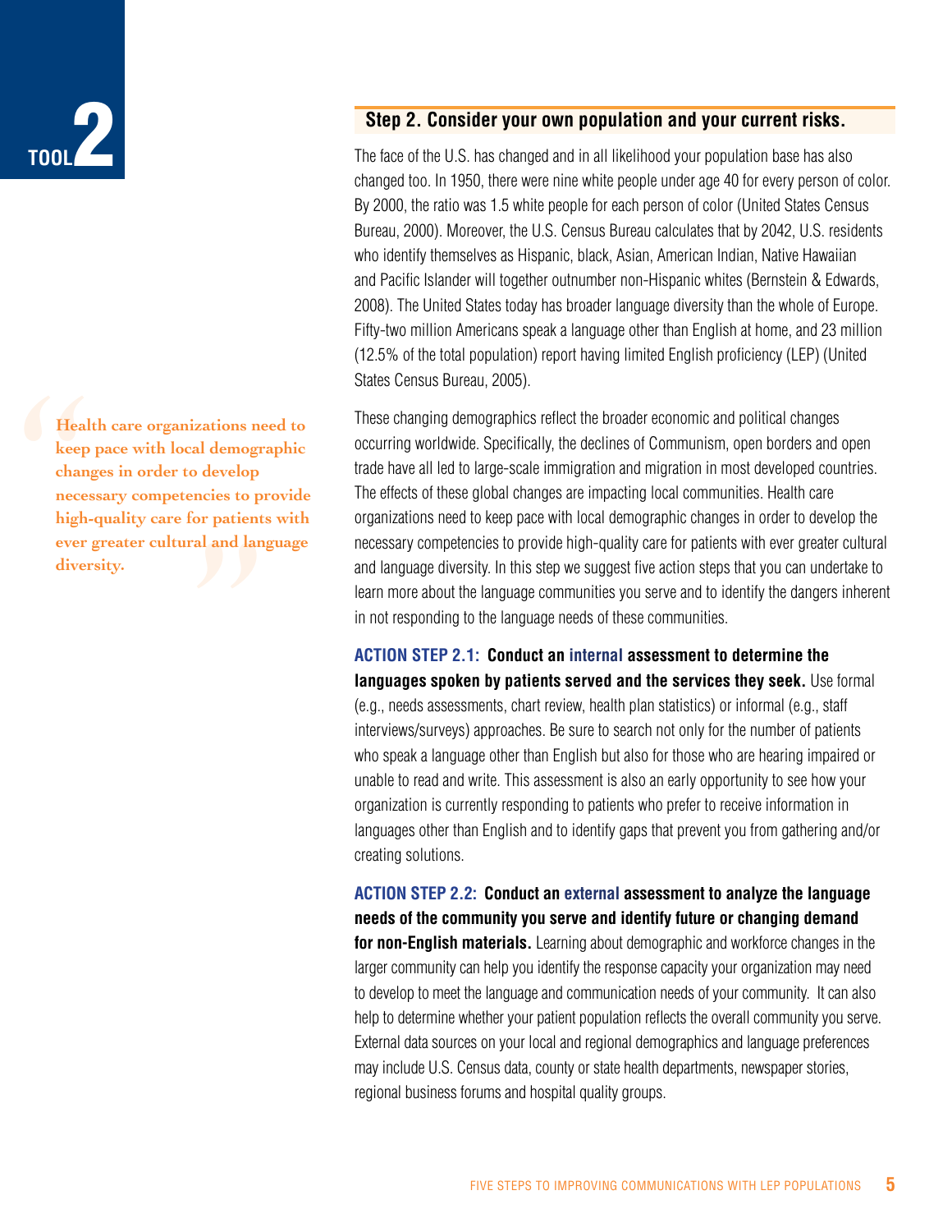TOOL 2

## Step 2. Consider your own population and your current risks.

The face of the U.S. has changed and in all likelihood your population base has also changed too. In 1950, there were nine white people under age 40 for every person of color. By 2000, the ratio was 1.5 white people for each person of color (United States Census Bureau, 2000). Moreover, the U.S. Census Bureau calculates that by 2042, U.S. residents who identify themselves as Hispanic, black, Asian, American Indian, Native Hawaiian and Pacific Islander will together outnumber non-Hispanic whites (Bernstein & Edwards, 2008). The United States today has broader language diversity than the whole of Europe. Fifty-two million Americans speak a language other than English at home, and 23 million (12.5% of the total population) report having limited English proficiency (LEP) (United States Census Bureau, 2005).

> "Health care organizations need to keep pace with local demographic changes in order to develop necessary competencies to provide high-quality care for patients with ever greater cultural and language diversity."

These changing demographics reflect the broader economic and political changes occurring worldwide. Specifically, the declines of Communism, open borders and open trade have all led to large-scale immigration and migration in most developed countries. The effects of these global changes are impacting local communities. Health care organizations need to keep pace with local demographic changes in order to develop the necessary competencies to provide high-quality care for patients with ever greater cultural and language diversity. In this step we suggest five action steps that you can undertake to learn more about the language communities you serve and to identify the dangers inherent in not responding to the language needs of these communities.

**ACTION STEP 2.1: Conduct an internal assessment to determine the languages spoken by patients served and the services they seek.** Use formal (e.g., needs assessments, chart review, health plan statistics) or informal (e.g., staff interviews/surveys) approaches. Be sure to search not only for the number of patients who speak a language other than English but also for those who are hearing impaired or unable to read and write. This assessment is also an early opportunity to see how your organization is currently responding to patients who prefer to receive information in languages other than English and to identify gaps that prevent you from gathering and/or creating solutions.

**ACTION STEP 2.2: Conduct an external assessment to analyze the language needs of the community you serve and identify future or changing demand for non-English materials.** Learning about demographic and workforce changes in the larger community can help you identify the response capacity your organization may need to develop to meet the language and communication needs of your community. It can also help to determine whether your patient population reflects the overall community you serve. External data sources on your local and regional demographics and language preferences may include U.S. Census data, county or state health departments, newspaper stories, regional business forums and hospital quality groups.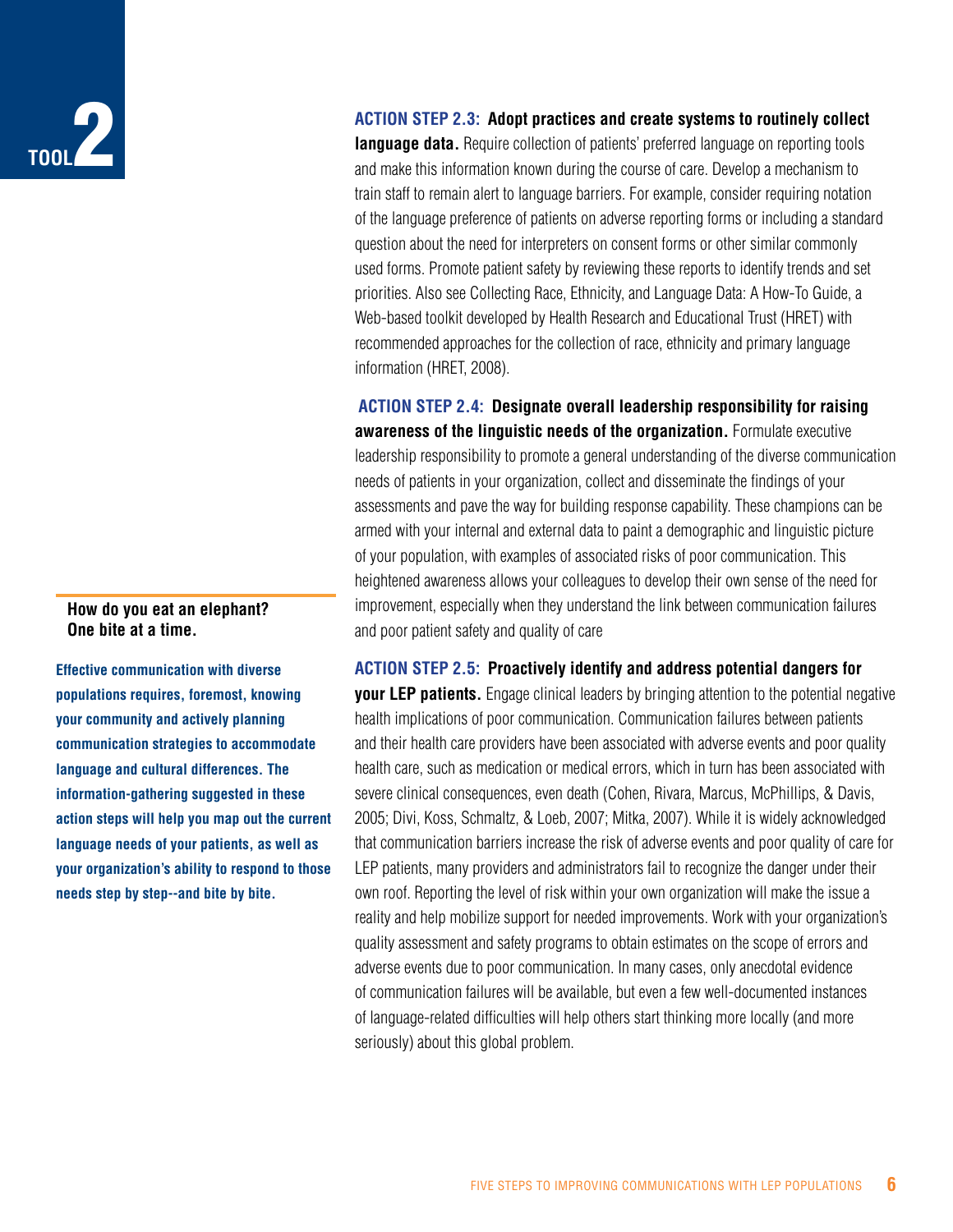**ACTION STEP 2.3: Adopt practices and create systems to routinely collect language data.** Require collection of patients' preferred language on reporting tools and make this information known during the course of care. Develop a mechanism to train staff to remain alert to language barriers. For example, consider requiring notation of the language preference of patients on adverse reporting forms or including a standard question about the need for interpreters on consent forms or other similar commonly used forms. Promote patient safety by reviewing these reports to identify trends and set priorities. Also see Collecting Race, Ethnicity, and Language Data: A How-To Guide, a Web-based toolkit developed by Health Research and Educational Trust (HRET) with recommended approaches for the collection of race, ethnicity and primary language information (HRET, 2008).

**ACTION STEP 2.4: Designate overall leadership responsibility for raising awareness of the linguistic needs of the organization.** Formulate executive leadership responsibility to promote a general understanding of the diverse communication needs of patients in your organization, collect and disseminate the findings of your assessments and pave the way for building response capability. These champions can be armed with your internal and external data to paint a demographic and linguistic picture of your population, with examples of associated risks of poor communication. This heightened awareness allows your colleagues to develop their own sense of the need for improvement, especially when they understand the link between communication failures and poor patient safety and quality of care

**ACTION STEP 2.5: Proactively identify and address potential dangers for your LEP patients.** Engage clinical leaders by bringing attention to the potential negative health implications of poor communication. Communication failures between patients and their health care providers have been associated with adverse events and poor quality health care, such as medication or medical errors, which in turn has been associated with severe clinical consequences, even death (Cohen, Rivara, Marcus, McPhillips, & Davis, 2005; Divi, Koss, Schmaltz, & Loeb, 2007; Mitka, 2007). While it is widely acknowledged that communication barriers increase the risk of adverse events and poor quality of care for LEP patients, many providers and administrators fail to recognize the danger under their own roof. Reporting the level of risk within your own organization will make the issue a reality and help mobilize support for needed improvements. Work with your organization's quality assessment and safety programs to obtain estimates on the scope of errors and adverse events due to poor communication. In many cases, only anecdotal evidence of communication failures will be available, but even a few well-documented instances of language-related difficulties will help others start thinking more locally (and more seriously) about this global problem.

**How do you eat an elephant?**
**One bite at a time.**

**Effective communication with diverse populations requires, foremost, knowing your community and actively planning communication strategies to accommodate language and cultural differences. The information-gathering suggested in these action steps will help you map out the current language needs of your patients, as well as your organization's ability to respond to those needs step by step--and bite by bite.**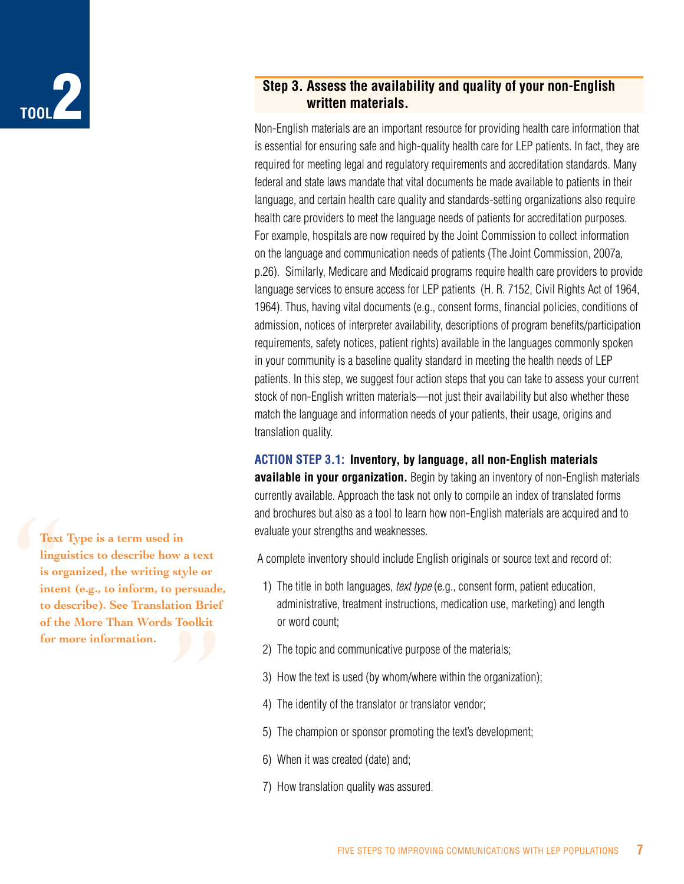## Step 3. Assess the availability and quality of your non-English written materials.

Non-English materials are an important resource for providing health care information that is essential for ensuring safe and high-quality health care for LEP patients. In fact, they are required for meeting legal and regulatory requirements and accreditation standards. Many federal and state laws mandate that vital documents be made available to patients in their language, and certain health care quality and standards-setting organizations also require health care providers to meet the language needs of patients for accreditation purposes. For example, hospitals are now required by the Joint Commission to collect information on the language and communication needs of patients (The Joint Commission, 2007a, p.26). Similarly, Medicare and Medicaid programs require health care providers to provide language services to ensure access for LEP patients (H. R. 7152, Civil Rights Act of 1964, 1964). Thus, having vital documents (e.g., consent forms, financial policies, conditions of admission, notices of interpreter availability, descriptions of program benefits/participation requirements, safety notices, patient rights) available in the languages commonly spoken in your community is a baseline quality standard in meeting the health needs of LEP patients. In this step, we suggest four action steps that you can take to assess your current stock of non-English written materials—not just their availability but also whether these match the language and information needs of your patients, their usage, origins and translation quality.

**ACTION STEP 3.1: Inventory, by language, all non-English materials available in your organization.** Begin by taking an inventory of non-English materials currently available. Approach the task not only to compile an index of translated forms and brochures but also as a tool to learn how non-English materials are acquired and to evaluate your strengths and weaknesses.

> **Text Type is a term used in linguistics to describe how a text is organized, the writing style or intent (e.g., to inform, to persuade, to describe). See Translation Brief of the More Than Words Toolkit for more information.**

A complete inventory should include English originals or source text and record of:

1) The title in both languages, *text type* (e.g., consent form, patient education, administrative, treatment instructions, medication use, marketing) and length or word count;
2) The topic and communicative purpose of the materials;
3) How the text is used (by whom/where within the organization);
4) The identity of the translator or translator vendor;
5) The champion or sponsor promoting the text's development;
6) When it was created (date) and;
7) How translation quality was assured.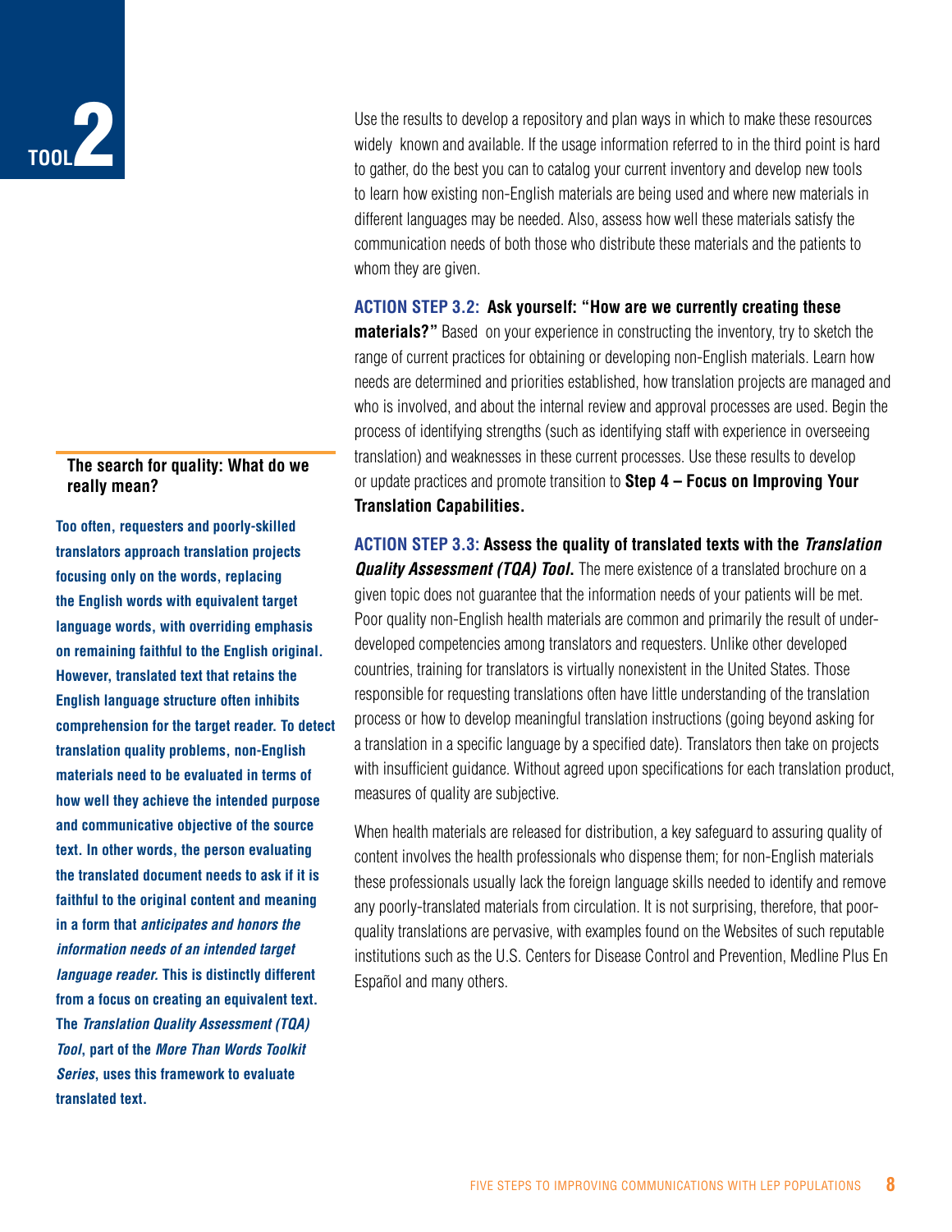Use the results to develop a repository and plan ways in which to make these resources widely known and available. If the usage information referred to in the third point is hard to gather, do the best you can to catalog your current inventory and develop new tools to learn how existing non-English materials are being used and where new materials in different languages may be needed. Also, assess how well these materials satisfy the communication needs of both those who distribute these materials and the patients to whom they are given.

**ACTION STEP 3.2: Ask yourself: "How are we currently creating these materials?"** Based on your experience in constructing the inventory, try to sketch the range of current practices for obtaining or developing non-English materials. Learn how needs are determined and priorities established, how translation projects are managed and who is involved, and about the internal review and approval processes are used. Begin the process of identifying strengths (such as identifying staff with experience in overseeing translation) and weaknesses in these current processes. Use these results to develop or update practices and promote transition to **Step 4 – Focus on Improving Your Translation Capabilities.**

**ACTION STEP 3.3: Assess the quality of translated texts with the *Translation Quality Assessment (TQA) Tool*.** The mere existence of a translated brochure on a given topic does not guarantee that the information needs of your patients will be met. Poor quality non-English health materials are common and primarily the result of under-developed competencies among translators and requesters. Unlike other developed countries, training for translators is virtually nonexistent in the United States. Those responsible for requesting translations often have little understanding of the translation process or how to develop meaningful translation instructions (going beyond asking for a translation in a specific language by a specified date). Translators then take on projects with insufficient guidance. Without agreed upon specifications for each translation product, measures of quality are subjective.

When health materials are released for distribution, a key safeguard to assuring quality of content involves the health professionals who dispense them; for non-English materials these professionals usually lack the foreign language skills needed to identify and remove any poorly-translated materials from circulation. It is not surprising, therefore, that poor-quality translations are pervasive, with examples found on the Websites of such reputable institutions such as the U.S. Centers for Disease Control and Prevention, Medline Plus En Español and many others.

### The search for quality: What do we really mean?

**Too often, requesters and poorly-skilled translators approach translation projects focusing only on the words, replacing the English words with equivalent target language words, with overriding emphasis on remaining faithful to the English original. However, translated text that retains the English language structure often inhibits comprehension for the target reader. To detect translation quality problems, non-English materials need to be evaluated in terms of how well they achieve the intended purpose and communicative objective of the source text. In other words, the person evaluating the translated document needs to ask if it is faithful to the original content and meaning in a form that *anticipates and honors the information needs of an intended target language reader.* This is distinctly different from a focus on creating an equivalent text. The *Translation Quality Assessment (TQA) Tool*, part of the *More Than Words Toolkit Series*, uses this framework to evaluate translated text.**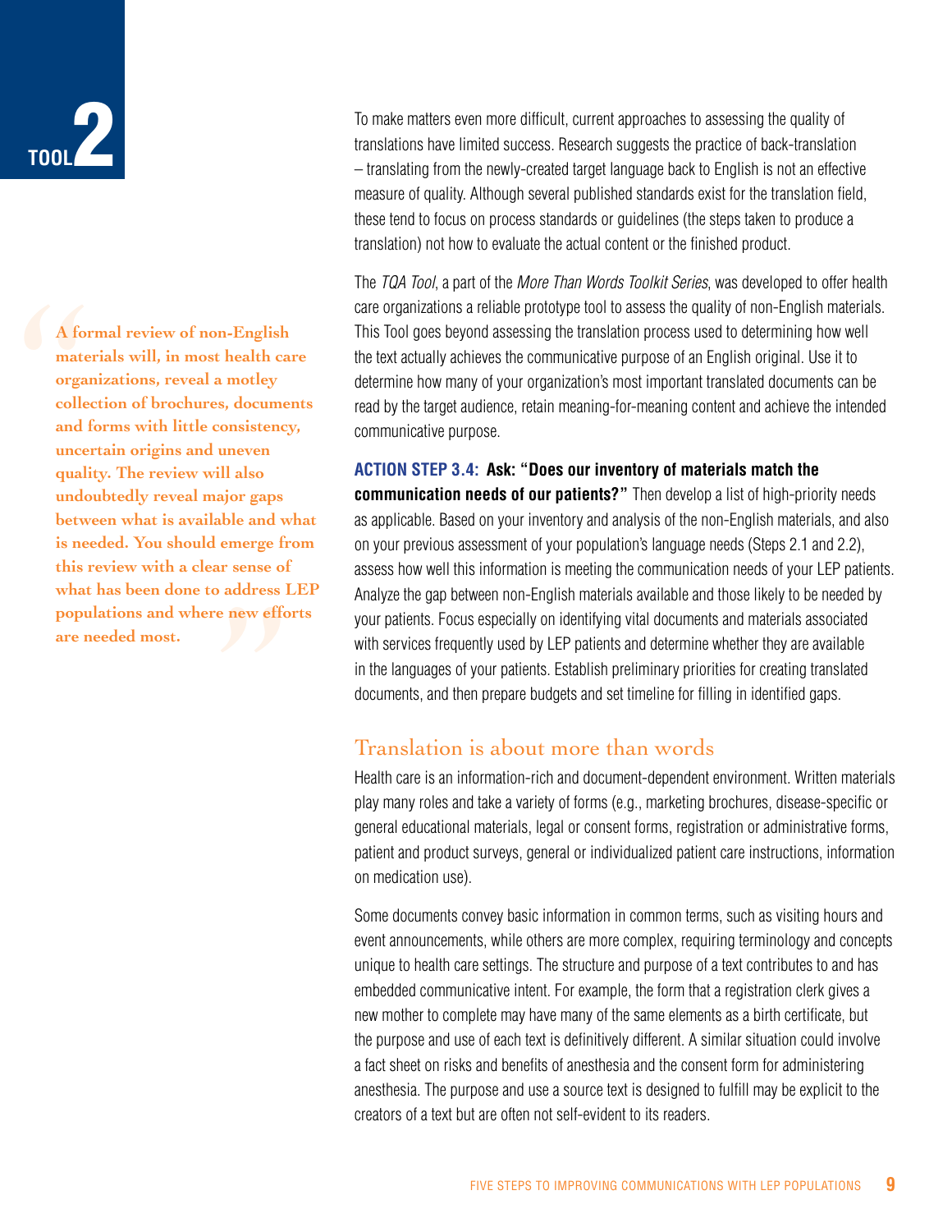> A formal review of non-English materials will, in most health care organizations, reveal a motley collection of brochures, documents and forms with little consistency, uncertain origins and uneven quality. The review will also undoubtedly reveal major gaps between what is available and what is needed. You should emerge from this review with a clear sense of what has been done to address LEP populations and where new efforts are needed most.

To make matters even more difficult, current approaches to assessing the quality of translations have limited success. Research suggests the practice of back-translation – translating from the newly-created target language back to English is not an effective measure of quality. Although several published standards exist for the translation field, these tend to focus on process standards or guidelines (the steps taken to produce a translation) not how to evaluate the actual content or the finished product.

The *TQA Tool*, a part of the *More Than Words Toolkit Series*, was developed to offer health care organizations a reliable prototype tool to assess the quality of non-English materials. This Tool goes beyond assessing the translation process used to determining how well the text actually achieves the communicative purpose of an English original. Use it to determine how many of your organization's most important translated documents can be read by the target audience, retain meaning-for-meaning content and achieve the intended communicative purpose.

**ACTION STEP 3.4: Ask: "Does our inventory of materials match the communication needs of our patients?"** Then develop a list of high-priority needs as applicable. Based on your inventory and analysis of the non-English materials, and also on your previous assessment of your population's language needs (Steps 2.1 and 2.2), assess how well this information is meeting the communication needs of your LEP patients. Analyze the gap between non-English materials available and those likely to be needed by your patients. Focus especially on identifying vital documents and materials associated with services frequently used by LEP patients and determine whether they are available in the languages of your patients. Establish preliminary priorities for creating translated documents, and then prepare budgets and set timeline for filling in identified gaps.

## Translation is about more than words

Health care is an information-rich and document-dependent environment. Written materials play many roles and take a variety of forms (e.g., marketing brochures, disease-specific or general educational materials, legal or consent forms, registration or administrative forms, patient and product surveys, general or individualized patient care instructions, information on medication use).

Some documents convey basic information in common terms, such as visiting hours and event announcements, while others are more complex, requiring terminology and concepts unique to health care settings. The structure and purpose of a text contributes to and has embedded communicative intent. For example, the form that a registration clerk gives a new mother to complete may have many of the same elements as a birth certificate, but the purpose and use of each text is definitively different. A similar situation could involve a fact sheet on risks and benefits of anesthesia and the consent form for administering anesthesia. The purpose and use a source text is designed to fulfill may be explicit to the creators of a text but are often not self-evident to its readers.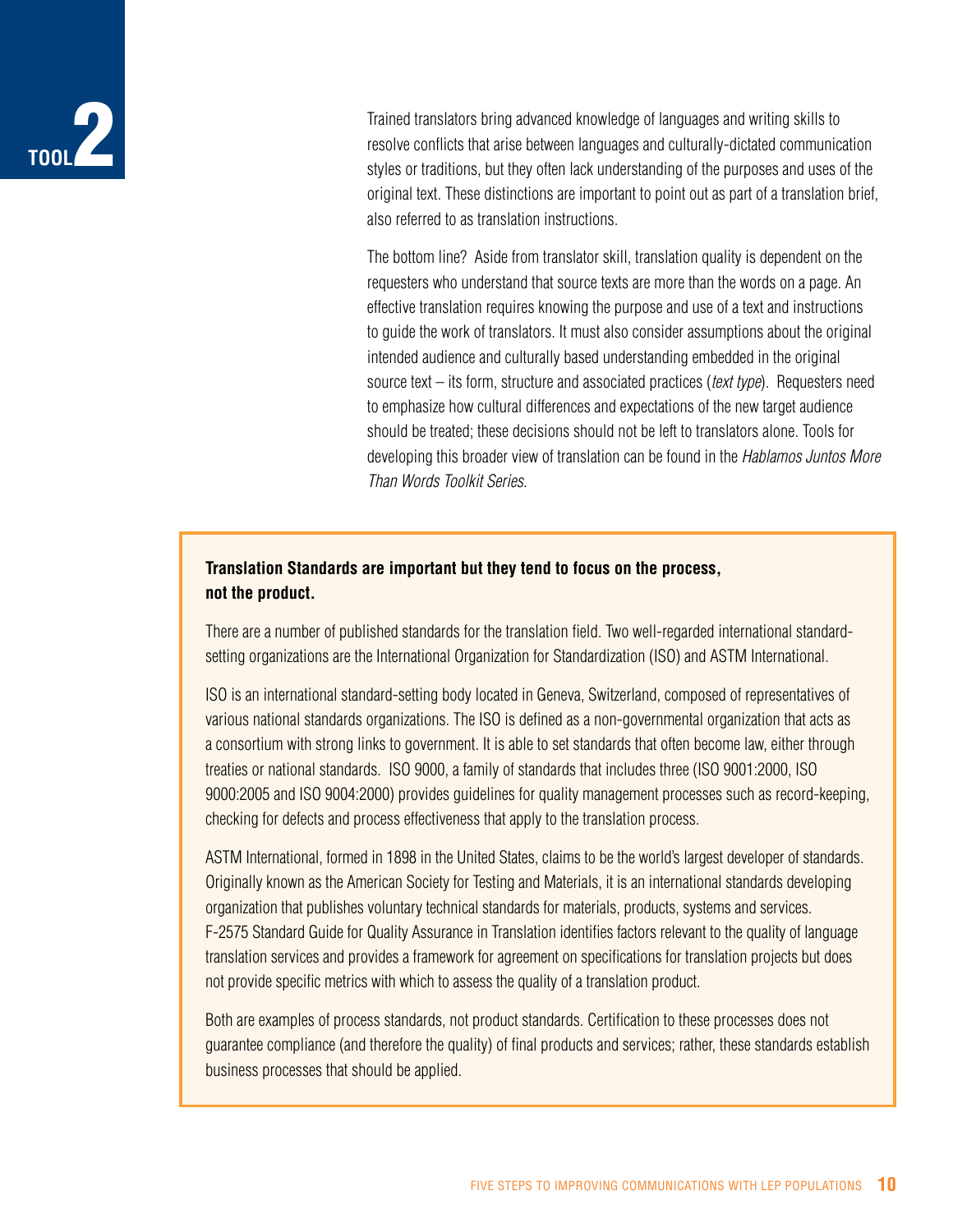Trained translators bring advanced knowledge of languages and writing skills to resolve conflicts that arise between languages and culturally-dictated communication styles or traditions, but they often lack understanding of the purposes and uses of the original text. These distinctions are important to point out as part of a translation brief, also referred to as translation instructions.

The bottom line? Aside from translator skill, translation quality is dependent on the requesters who understand that source texts are more than the words on a page. An effective translation requires knowing the purpose and use of a text and instructions to guide the work of translators. It must also consider assumptions about the original intended audience and culturally based understanding embedded in the original source text – its form, structure and associated practices (*text type*). Requesters need to emphasize how cultural differences and expectations of the new target audience should be treated; these decisions should not be left to translators alone. Tools for developing this broader view of translation can be found in the *Hablamos Juntos More Than Words Toolkit Series*.

**Translation Standards are important but they tend to focus on the process, not the product.**

There are a number of published standards for the translation field. Two well-regarded international standard-setting organizations are the International Organization for Standardization (ISO) and ASTM International.

ISO is an international standard-setting body located in Geneva, Switzerland, composed of representatives of various national standards organizations. The ISO is defined as a non-governmental organization that acts as a consortium with strong links to government. It is able to set standards that often become law, either through treaties or national standards. ISO 9000, a family of standards that includes three (ISO 9001:2000, ISO 9000:2005 and ISO 9004:2000) provides guidelines for quality management processes such as record-keeping, checking for defects and process effectiveness that apply to the translation process.

ASTM International, formed in 1898 in the United States, claims to be the world's largest developer of standards. Originally known as the American Society for Testing and Materials, it is an international standards developing organization that publishes voluntary technical standards for materials, products, systems and services. F-2575 Standard Guide for Quality Assurance in Translation identifies factors relevant to the quality of language translation services and provides a framework for agreement on specifications for translation projects but does not provide specific metrics with which to assess the quality of a translation product.

Both are examples of process standards, not product standards. Certification to these processes does not guarantee compliance (and therefore the quality) of final products and services; rather, these standards establish business processes that should be applied.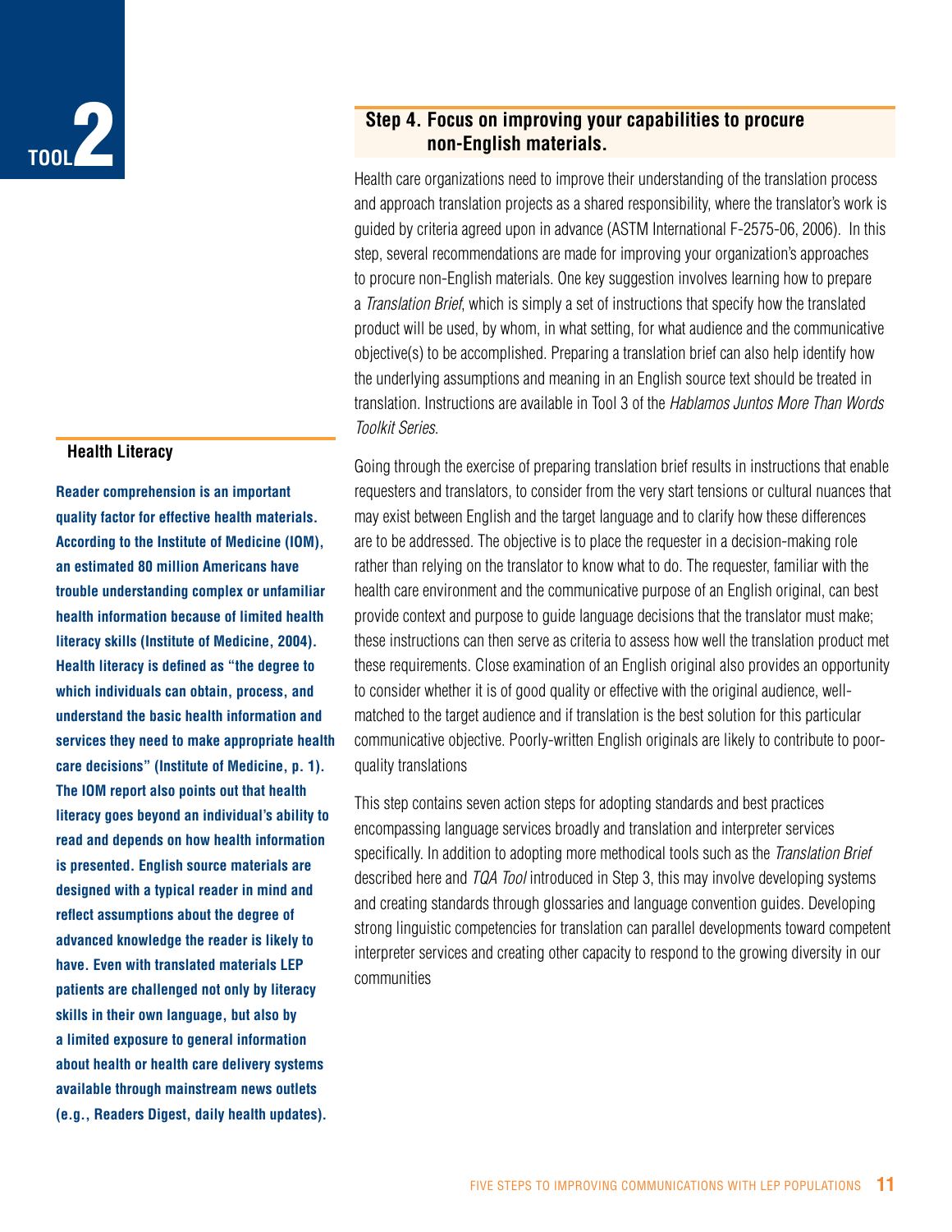## Step 4. Focus on improving your capabilities to procure non-English materials.

Health care organizations need to improve their understanding of the translation process and approach translation projects as a shared responsibility, where the translator's work is guided by criteria agreed upon in advance (ASTM International F-2575-06, 2006). In this step, several recommendations are made for improving your organization's approaches to procure non-English materials. One key suggestion involves learning how to prepare a *Translation Brief*, which is simply a set of instructions that specify how the translated product will be used, by whom, in what setting, for what audience and the communicative objective(s) to be accomplished. Preparing a translation brief can also help identify how the underlying assumptions and meaning in an English source text should be treated in translation. Instructions are available in Tool 3 of the *Hablamos Juntos More Than Words Toolkit Series*.

Going through the exercise of preparing translation brief results in instructions that enable requesters and translators, to consider from the very start tensions or cultural nuances that may exist between English and the target language and to clarify how these differences are to be addressed. The objective is to place the requester in a decision-making role rather than relying on the translator to know what to do. The requester, familiar with the health care environment and the communicative purpose of an English original, can best provide context and purpose to guide language decisions that the translator must make; these instructions can then serve as criteria to assess how well the translation product met these requirements. Close examination of an English original also provides an opportunity to consider whether it is of good quality or effective with the original audience, well-matched to the target audience and if translation is the best solution for this particular communicative objective. Poorly-written English originals are likely to contribute to poor-quality translations

This step contains seven action steps for adopting standards and best practices encompassing language services broadly and translation and interpreter services specifically. In addition to adopting more methodical tools such as the *Translation Brief* described here and *TQA Tool* introduced in Step 3, this may involve developing systems and creating standards through glossaries and language convention guides. Developing strong linguistic competencies for translation can parallel developments toward competent interpreter services and creating other capacity to respond to the growing diversity in our communities

### Health Literacy

**Reader comprehension is an important quality factor for effective health materials. According to the Institute of Medicine (IOM), an estimated 80 million Americans have trouble understanding complex or unfamiliar health information because of limited health literacy skills (Institute of Medicine, 2004). Health literacy is defined as "the degree to which individuals can obtain, process, and understand the basic health information and services they need to make appropriate health care decisions" (Institute of Medicine, p. 1). The IOM report also points out that health literacy goes beyond an individual's ability to read and depends on how health information is presented. English source materials are designed with a typical reader in mind and reflect assumptions about the degree of advanced knowledge the reader is likely to have. Even with translated materials LEP patients are challenged not only by literacy skills in their own language, but also by a limited exposure to general information about health or health care delivery systems available through mainstream news outlets (e.g., Readers Digest, daily health updates).**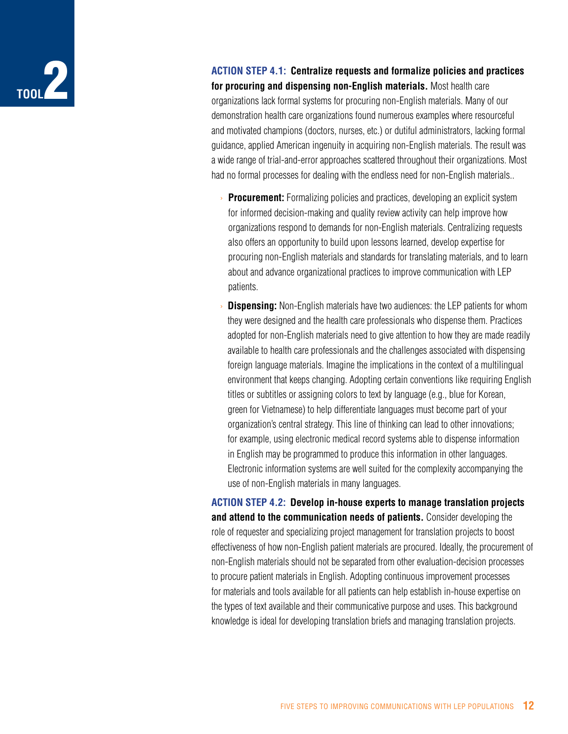**ACTION STEP 4.1: Centralize requests and formalize policies and practices for procuring and dispensing non-English materials.** Most health care organizations lack formal systems for procuring non-English materials. Many of our demonstration health care organizations found numerous examples where resourceful and motivated champions (doctors, nurses, etc.) or dutiful administrators, lacking formal guidance, applied American ingenuity in acquiring non-English materials. The result was a wide range of trial-and-error approaches scattered throughout their organizations. Most had no formal processes for dealing with the endless need for non-English materials..

- **Procurement:** Formalizing policies and practices, developing an explicit system for informed decision-making and quality review activity can help improve how organizations respond to demands for non-English materials. Centralizing requests also offers an opportunity to build upon lessons learned, develop expertise for procuring non-English materials and standards for translating materials, and to learn about and advance organizational practices to improve communication with LEP patients.
- **Dispensing:** Non-English materials have two audiences: the LEP patients for whom they were designed and the health care professionals who dispense them. Practices adopted for non-English materials need to give attention to how they are made readily available to health care professionals and the challenges associated with dispensing foreign language materials. Imagine the implications in the context of a multilingual environment that keeps changing. Adopting certain conventions like requiring English titles or subtitles or assigning colors to text by language (e.g., blue for Korean, green for Vietnamese) to help differentiate languages must become part of your organization's central strategy. This line of thinking can lead to other innovations; for example, using electronic medical record systems able to dispense information in English may be programmed to produce this information in other languages. Electronic information systems are well suited for the complexity accompanying the use of non-English materials in many languages.

**ACTION STEP 4.2: Develop in-house experts to manage translation projects and attend to the communication needs of patients.** Consider developing the role of requester and specializing project management for translation projects to boost effectiveness of how non-English patient materials are procured. Ideally, the procurement of non-English materials should not be separated from other evaluation-decision processes to procure patient materials in English. Adopting continuous improvement processes for materials and tools available for all patients can help establish in-house expertise on the types of text available and their communicative purpose and uses. This background knowledge is ideal for developing translation briefs and managing translation projects.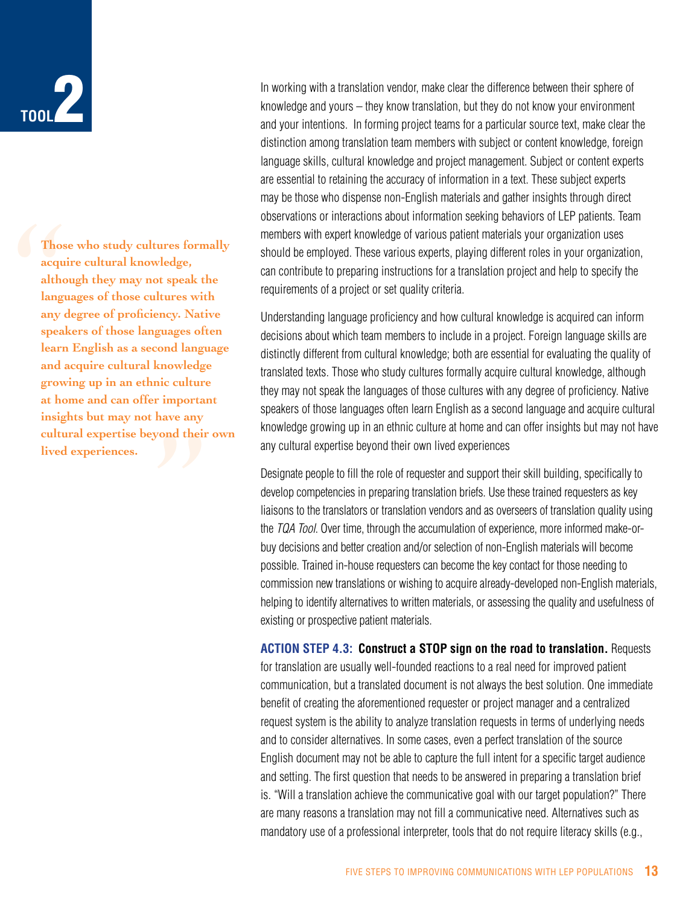In working with a translation vendor, make clear the difference between their sphere of knowledge and yours – they know translation, but they do not know your environment and your intentions. In forming project teams for a particular source text, make clear the distinction among translation team members with subject or content knowledge, foreign language skills, cultural knowledge and project management. Subject or content experts are essential to retaining the accuracy of information in a text. These subject experts may be those who dispense non-English materials and gather insights through direct observations or interactions about information seeking behaviors of LEP patients. Team members with expert knowledge of various patient materials your organization uses should be employed. These various experts, playing different roles in your organization, can contribute to preparing instructions for a translation project and help to specify the requirements of a project or set quality criteria.

> **"Those who study cultures formally acquire cultural knowledge, although they may not speak the languages of those cultures with any degree of proficiency. Native speakers of those languages often learn English as a second language and acquire cultural knowledge growing up in an ethnic culture at home and can offer important insights but may not have any cultural expertise beyond their own lived experiences."**

Understanding language proficiency and how cultural knowledge is acquired can inform decisions about which team members to include in a project. Foreign language skills are distinctly different from cultural knowledge; both are essential for evaluating the quality of translated texts. Those who study cultures formally acquire cultural knowledge, although they may not speak the languages of those cultures with any degree of proficiency. Native speakers of those languages often learn English as a second language and acquire cultural knowledge growing up in an ethnic culture at home and can offer insights but may not have any cultural expertise beyond their own lived experiences

Designate people to fill the role of requester and support their skill building, specifically to develop competencies in preparing translation briefs. Use these trained requesters as key liaisons to the translators or translation vendors and as overseers of translation quality using the *TQA Tool*. Over time, through the accumulation of experience, more informed make-or-buy decisions and better creation and/or selection of non-English materials will become possible. Trained in-house requesters can become the key contact for those needing to commission new translations or wishing to acquire already-developed non-English materials, helping to identify alternatives to written materials, or assessing the quality and usefulness of existing or prospective patient materials.

**ACTION STEP 4.3: Construct a STOP sign on the road to translation.** Requests for translation are usually well-founded reactions to a real need for improved patient communication, but a translated document is not always the best solution. One immediate benefit of creating the aforementioned requester or project manager and a centralized request system is the ability to analyze translation requests in terms of underlying needs and to consider alternatives. In some cases, even a perfect translation of the source English document may not be able to capture the full intent for a specific target audience and setting. The first question that needs to be answered in preparing a translation brief is. "Will a translation achieve the communicative goal with our target population?" There are many reasons a translation may not fill a communicative need. Alternatives such as mandatory use of a professional interpreter, tools that do not require literacy skills (e.g.,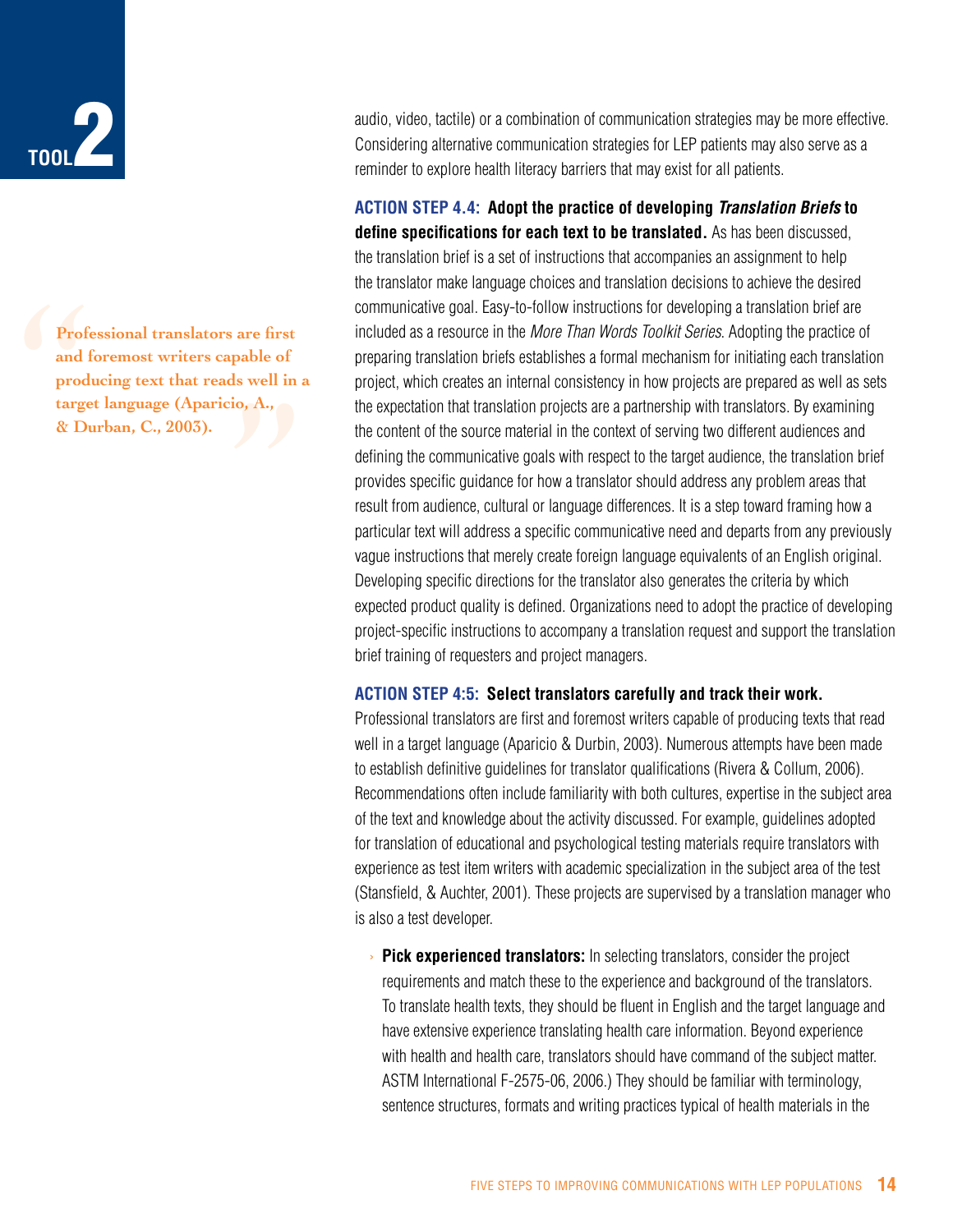audio, video, tactile) or a combination of communication strategies may be more effective. Considering alternative communication strategies for LEP patients may also serve as a reminder to explore health literacy barriers that may exist for all patients.

> Professional translators are first and foremost writers capable of producing text that reads well in a target language (Aparicio, A., & Durban, C., 2003).

**ACTION STEP 4.4: Adopt the practice of developing *Translation Briefs* to define specifications for each text to be translated.** As has been discussed, the translation brief is a set of instructions that accompanies an assignment to help the translator make language choices and translation decisions to achieve the desired communicative goal. Easy-to-follow instructions for developing a translation brief are included as a resource in the *More Than Words Toolkit Series*. Adopting the practice of preparing translation briefs establishes a formal mechanism for initiating each translation project, which creates an internal consistency in how projects are prepared as well as sets the expectation that translation projects are a partnership with translators. By examining the content of the source material in the context of serving two different audiences and defining the communicative goals with respect to the target audience, the translation brief provides specific guidance for how a translator should address any problem areas that result from audience, cultural or language differences. It is a step toward framing how a particular text will address a specific communicative need and departs from any previously vague instructions that merely create foreign language equivalents of an English original. Developing specific directions for the translator also generates the criteria by which expected product quality is defined. Organizations need to adopt the practice of developing project-specific instructions to accompany a translation request and support the translation brief training of requesters and project managers.

**ACTION STEP 4:5: Select translators carefully and track their work.** Professional translators are first and foremost writers capable of producing texts that read well in a target language (Aparicio & Durbin, 2003). Numerous attempts have been made to establish definitive guidelines for translator qualifications (Rivera & Collum, 2006). Recommendations often include familiarity with both cultures, expertise in the subject area of the text and knowledge about the activity discussed. For example, guidelines adopted for translation of educational and psychological testing materials require translators with experience as test item writers with academic specialization in the subject area of the test (Stansfield, & Auchter, 2001). These projects are supervised by a translation manager who is also a test developer.

- **Pick experienced translators:** In selecting translators, consider the project requirements and match these to the experience and background of the translators. To translate health texts, they should be fluent in English and the target language and have extensive experience translating health care information. Beyond experience with health and health care, translators should have command of the subject matter. ASTM International F-2575-06, 2006.) They should be familiar with terminology, sentence structures, formats and writing practices typical of health materials in the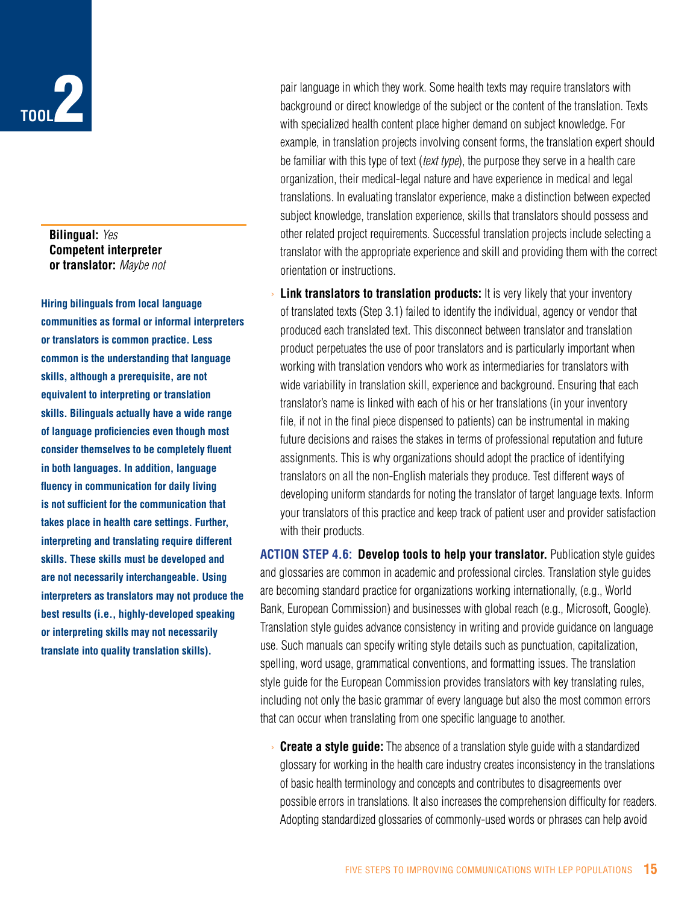**Bilingual:** *Yes*
**Competent interpreter or translator:** *Maybe not*

**Hiring bilinguals from local language communities as formal or informal interpreters or translators is common practice. Less common is the understanding that language skills, although a prerequisite, are not equivalent to interpreting or translation skills. Bilinguals actually have a wide range of language proficiencies even though most consider themselves to be completely fluent in both languages. In addition, language fluency in communication for daily living is not sufficient for the communication that takes place in health care settings. Further, interpreting and translating require different skills. These skills must be developed and are not necessarily interchangeable. Using interpreters as translators may not produce the best results (i.e., highly-developed speaking or interpreting skills may not necessarily translate into quality translation skills).**

pair language in which they work. Some health texts may require translators with background or direct knowledge of the subject or the content of the translation. Texts with specialized health content place higher demand on subject knowledge. For example, in translation projects involving consent forms, the translation expert should be familiar with this type of text (*text type*), the purpose they serve in a health care organization, their medical-legal nature and have experience in medical and legal translations. In evaluating translator experience, make a distinction between expected subject knowledge, translation experience, skills that translators should possess and other related project requirements. Successful translation projects include selecting a translator with the appropriate experience and skill and providing them with the correct orientation or instructions.

- **Link translators to translation products:** It is very likely that your inventory of translated texts (Step 3.1) failed to identify the individual, agency or vendor that produced each translated text. This disconnect between translator and translation product perpetuates the use of poor translators and is particularly important when working with translation vendors who work as intermediaries for translators with wide variability in translation skill, experience and background. Ensuring that each translator's name is linked with each of his or her translations (in your inventory file, if not in the final piece dispensed to patients) can be instrumental in making future decisions and raises the stakes in terms of professional reputation and future assignments. This is why organizations should adopt the practice of identifying translators on all the non-English materials they produce. Test different ways of developing uniform standards for noting the translator of target language texts. Inform your translators of this practice and keep track of patient user and provider satisfaction with their products.

**ACTION STEP 4.6: Develop tools to help your translator.** Publication style guides and glossaries are common in academic and professional circles. Translation style guides are becoming standard practice for organizations working internationally, (e.g., World Bank, European Commission) and businesses with global reach (e.g., Microsoft, Google). Translation style guides advance consistency in writing and provide guidance on language use. Such manuals can specify writing style details such as punctuation, capitalization, spelling, word usage, grammatical conventions, and formatting issues. The translation style guide for the European Commission provides translators with key translating rules, including not only the basic grammar of every language but also the most common errors that can occur when translating from one specific language to another.

- **Create a style guide:** The absence of a translation style guide with a standardized glossary for working in the health care industry creates inconsistency in the translations of basic health terminology and concepts and contributes to disagreements over possible errors in translations. It also increases the comprehension difficulty for readers. Adopting standardized glossaries of commonly-used words or phrases can help avoid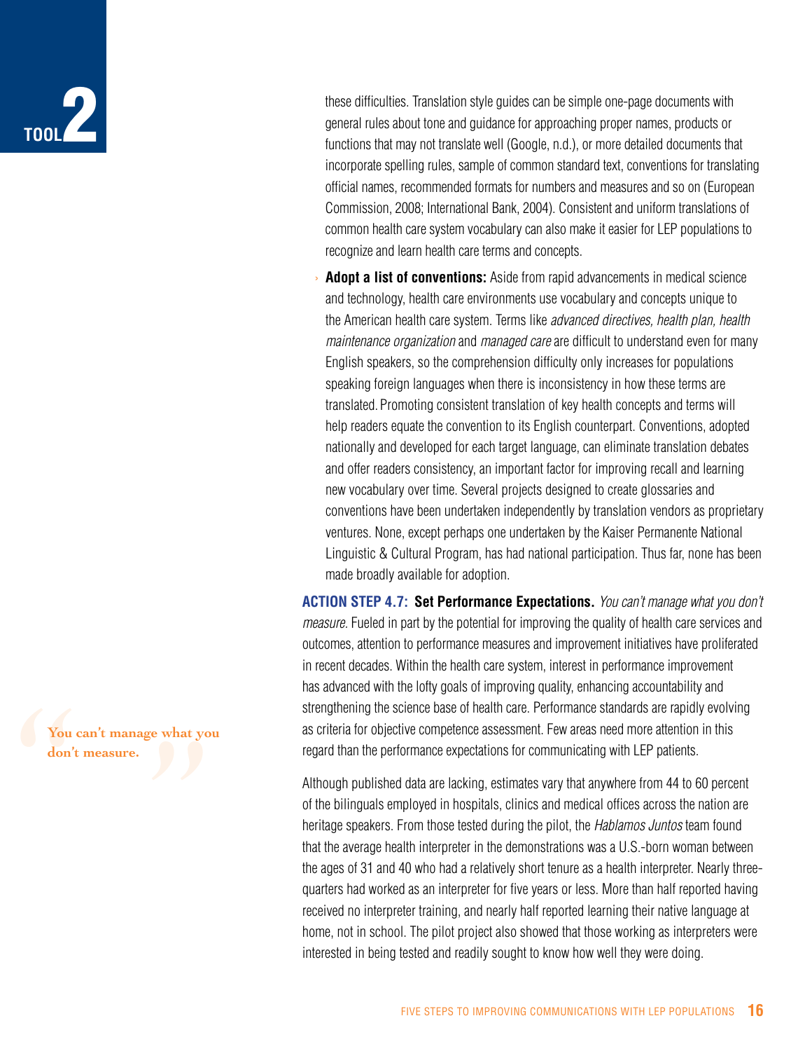these difficulties. Translation style guides can be simple one-page documents with general rules about tone and guidance for approaching proper names, products or functions that may not translate well (Google, n.d.), or more detailed documents that incorporate spelling rules, sample of common standard text, conventions for translating official names, recommended formats for numbers and measures and so on (European Commission, 2008; International Bank, 2004). Consistent and uniform translations of common health care system vocabulary can also make it easier for LEP populations to recognize and learn health care terms and concepts.

- **Adopt a list of conventions:** Aside from rapid advancements in medical science and technology, health care environments use vocabulary and concepts unique to the American health care system. Terms like *advanced directives, health plan, health maintenance organization* and *managed care* are difficult to understand even for many English speakers, so the comprehension difficulty only increases for populations speaking foreign languages when there is inconsistency in how these terms are translated. Promoting consistent translation of key health concepts and terms will help readers equate the convention to its English counterpart. Conventions, adopted nationally and developed for each target language, can eliminate translation debates and offer readers consistency, an important factor for improving recall and learning new vocabulary over time. Several projects designed to create glossaries and conventions have been undertaken independently by translation vendors as proprietary ventures. None, except perhaps one undertaken by the Kaiser Permanente National Linguistic & Cultural Program, has had national participation. Thus far, none has been made broadly available for adoption.

**ACTION STEP 4.7: Set Performance Expectations.** *You can't manage what you don't measure.* Fueled in part by the potential for improving the quality of health care services and outcomes, attention to performance measures and improvement initiatives have proliferated in recent decades. Within the health care system, interest in performance improvement has advanced with the lofty goals of improving quality, enhancing accountability and strengthening the science base of health care. Performance standards are rapidly evolving as criteria for objective competence assessment. Few areas need more attention in this regard than the performance expectations for communicating with LEP patients.

> "You can't manage what you don't measure."

Although published data are lacking, estimates vary that anywhere from 44 to 60 percent of the bilinguals employed in hospitals, clinics and medical offices across the nation are heritage speakers. From those tested during the pilot, the *Hablamos Juntos* team found that the average health interpreter in the demonstrations was a U.S.-born woman between the ages of 31 and 40 who had a relatively short tenure as a health interpreter. Nearly three-quarters had worked as an interpreter for five years or less. More than half reported having received no interpreter training, and nearly half reported learning their native language at home, not in school. The pilot project also showed that those working as interpreters were interested in being tested and readily sought to know how well they were doing.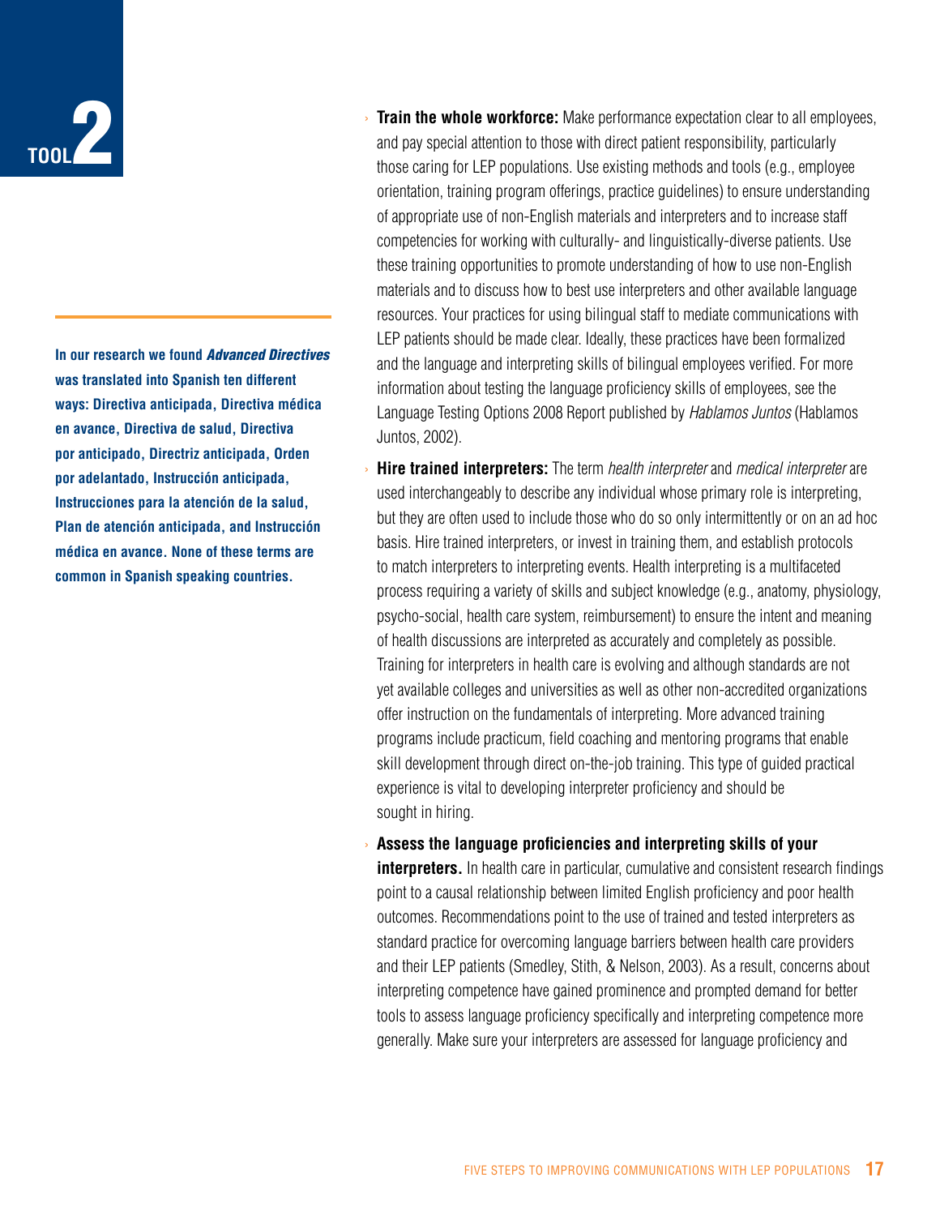**TOOL 2**

**In our research we found *Advanced Directives* was translated into Spanish ten different ways: Directiva anticipada, Directiva médica en avance, Directiva de salud, Directiva por anticipado, Directriz anticipada, Orden por adelantado, Instrucción anticipada, Instrucciones para la atención de la salud, Plan de atención anticipada, and Instrucción médica en avance. None of these terms are common in Spanish speaking countries.**

- **Train the whole workforce:** Make performance expectation clear to all employees, and pay special attention to those with direct patient responsibility, particularly those caring for LEP populations. Use existing methods and tools (e.g., employee orientation, training program offerings, practice guidelines) to ensure understanding of appropriate use of non-English materials and interpreters and to increase staff competencies for working with culturally- and linguistically-diverse patients. Use these training opportunities to promote understanding of how to use non-English materials and to discuss how to best use interpreters and other available language resources. Your practices for using bilingual staff to mediate communications with LEP patients should be made clear. Ideally, these practices have been formalized and the language and interpreting skills of bilingual employees verified. For more information about testing the language proficiency skills of employees, see the Language Testing Options 2008 Report published by *Hablamos Juntos* (Hablamos Juntos, 2002).

- **Hire trained interpreters:** The term *health interpreter* and *medical interpreter* are used interchangeably to describe any individual whose primary role is interpreting, but they are often used to include those who do so only intermittently or on an ad hoc basis. Hire trained interpreters, or invest in training them, and establish protocols to match interpreters to interpreting events. Health interpreting is a multifaceted process requiring a variety of skills and subject knowledge (e.g., anatomy, physiology, psycho-social, health care system, reimbursement) to ensure the intent and meaning of health discussions are interpreted as accurately and completely as possible. Training for interpreters in health care is evolving and although standards are not yet available colleges and universities as well as other non-accredited organizations offer instruction on the fundamentals of interpreting. More advanced training programs include practicum, field coaching and mentoring programs that enable skill development through direct on-the-job training. This type of guided practical experience is vital to developing interpreter proficiency and should be sought in hiring.

- **Assess the language proficiencies and interpreting skills of your interpreters.** In health care in particular, cumulative and consistent research findings point to a causal relationship between limited English proficiency and poor health outcomes. Recommendations point to the use of trained and tested interpreters as standard practice for overcoming language barriers between health care providers and their LEP patients (Smedley, Stith, & Nelson, 2003). As a result, concerns about interpreting competence have gained prominence and prompted demand for better tools to assess language proficiency specifically and interpreting competence more generally. Make sure your interpreters are assessed for language proficiency and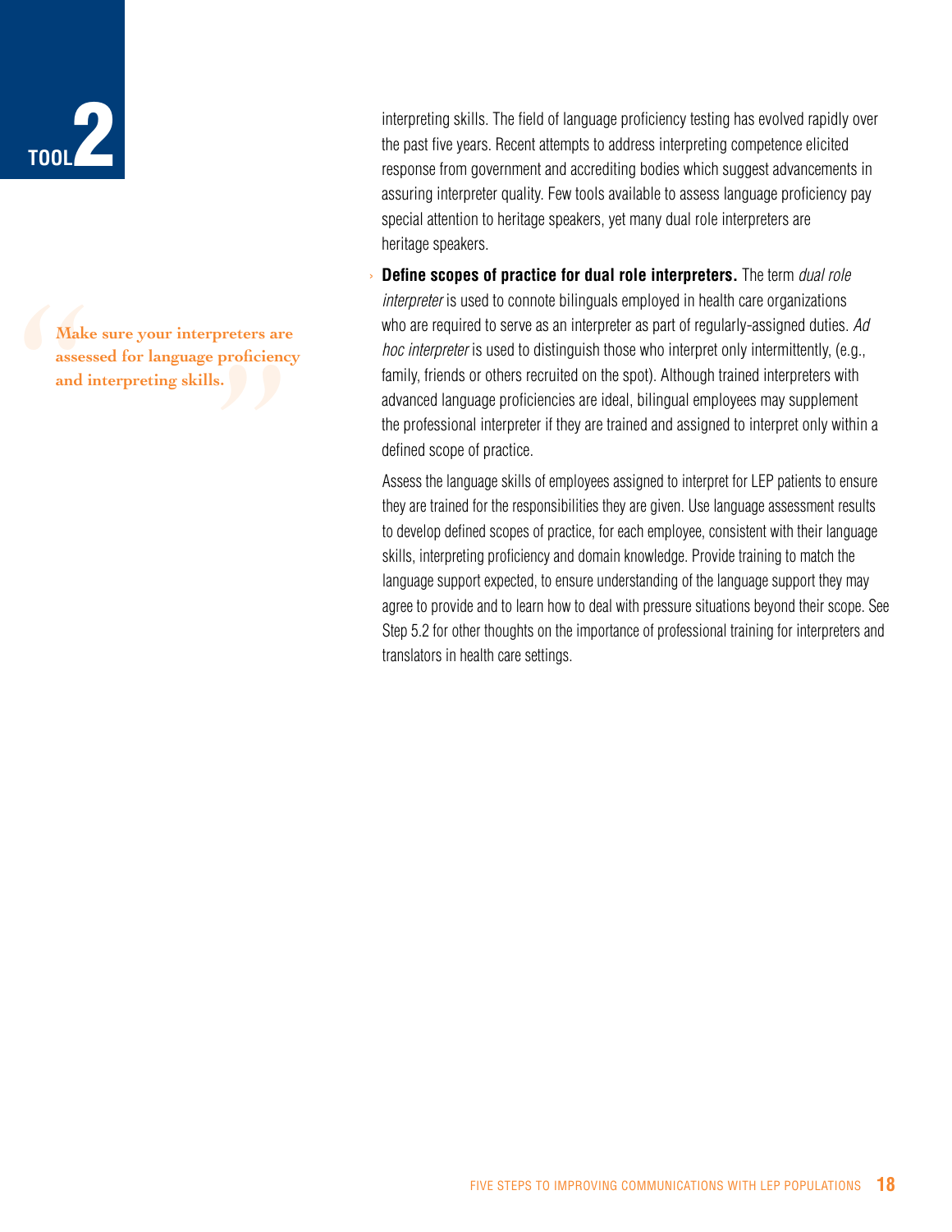> Make sure your interpreters are assessed for language proficiency and interpreting skills.

interpreting skills. The field of language proficiency testing has evolved rapidly over the past five years. Recent attempts to address interpreting competence elicited response from government and accrediting bodies which suggest advancements in assuring interpreter quality. Few tools available to assess language proficiency pay special attention to heritage speakers, yet many dual role interpreters are heritage speakers.

- **Define scopes of practice for dual role interpreters.** The term *dual role interpreter* is used to connote bilinguals employed in health care organizations who are required to serve as an interpreter as part of regularly-assigned duties. *Ad hoc interpreter* is used to distinguish those who interpret only intermittently, (e.g., family, friends or others recruited on the spot). Although trained interpreters with advanced language proficiencies are ideal, bilingual employees may supplement the professional interpreter if they are trained and assigned to interpret only within a defined scope of practice.

  Assess the language skills of employees assigned to interpret for LEP patients to ensure they are trained for the responsibilities they are given. Use language assessment results to develop defined scopes of practice, for each employee, consistent with their language skills, interpreting proficiency and domain knowledge. Provide training to match the language support expected, to ensure understanding of the language support they may agree to provide and to learn how to deal with pressure situations beyond their scope. See Step 5.2 for other thoughts on the importance of professional training for interpreters and translators in health care settings.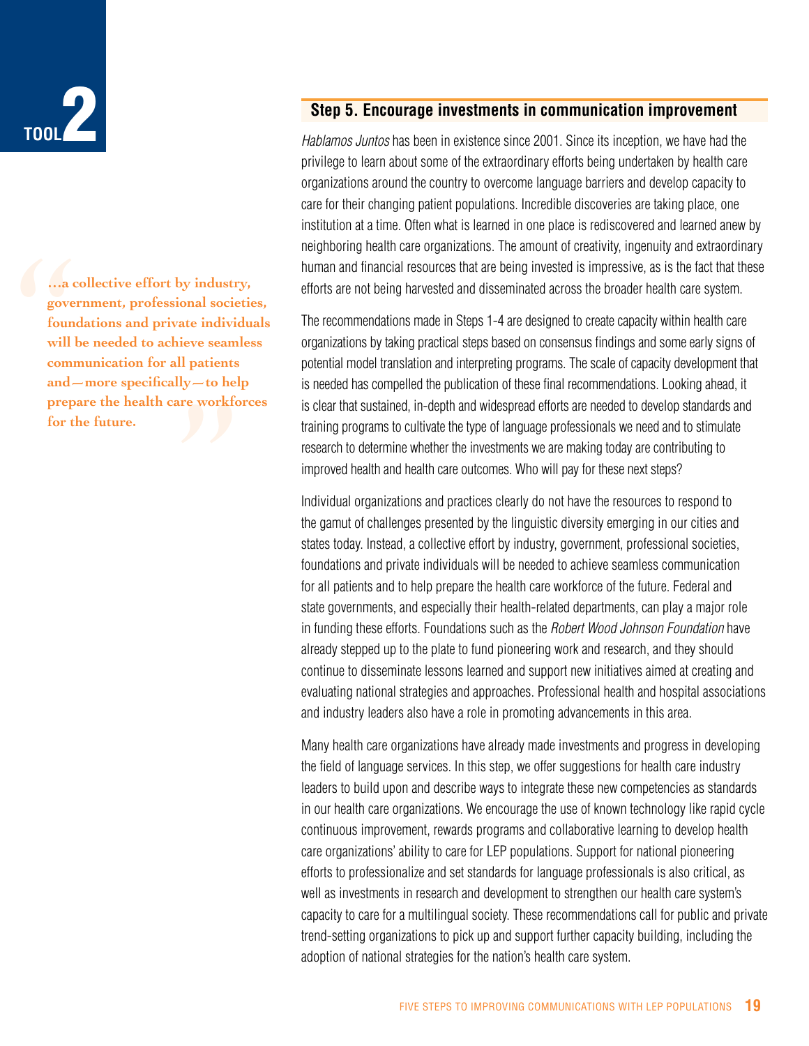## Step 5. Encourage investments in communication improvement

> "…a collective effort by industry, government, professional societies, foundations and private individuals will be needed to achieve seamless communication for all patients and—more specifically—to help prepare the health care workforces for the future."

*Hablamos Juntos* has been in existence since 2001. Since its inception, we have had the privilege to learn about some of the extraordinary efforts being undertaken by health care organizations around the country to overcome language barriers and develop capacity to care for their changing patient populations. Incredible discoveries are taking place, one institution at a time. Often what is learned in one place is rediscovered and learned anew by neighboring health care organizations. The amount of creativity, ingenuity and extraordinary human and financial resources that are being invested is impressive, as is the fact that these efforts are not being harvested and disseminated across the broader health care system.

The recommendations made in Steps 1-4 are designed to create capacity within health care organizations by taking practical steps based on consensus findings and some early signs of potential model translation and interpreting programs. The scale of capacity development that is needed has compelled the publication of these final recommendations. Looking ahead, it is clear that sustained, in-depth and widespread efforts are needed to develop standards and training programs to cultivate the type of language professionals we need and to stimulate research to determine whether the investments we are making today are contributing to improved health and health care outcomes. Who will pay for these next steps?

Individual organizations and practices clearly do not have the resources to respond to the gamut of challenges presented by the linguistic diversity emerging in our cities and states today. Instead, a collective effort by industry, government, professional societies, foundations and private individuals will be needed to achieve seamless communication for all patients and to help prepare the health care workforce of the future. Federal and state governments, and especially their health-related departments, can play a major role in funding these efforts. Foundations such as the *Robert Wood Johnson Foundation* have already stepped up to the plate to fund pioneering work and research, and they should continue to disseminate lessons learned and support new initiatives aimed at creating and evaluating national strategies and approaches. Professional health and hospital associations and industry leaders also have a role in promoting advancements in this area.

Many health care organizations have already made investments and progress in developing the field of language services. In this step, we offer suggestions for health care industry leaders to build upon and describe ways to integrate these new competencies as standards in our health care organizations. We encourage the use of known technology like rapid cycle continuous improvement, rewards programs and collaborative learning to develop health care organizations' ability to care for LEP populations. Support for national pioneering efforts to professionalize and set standards for language professionals is also critical, as well as investments in research and development to strengthen our health care system's capacity to care for a multilingual society. These recommendations call for public and private trend-setting organizations to pick up and support further capacity building, including the adoption of national strategies for the nation's health care system.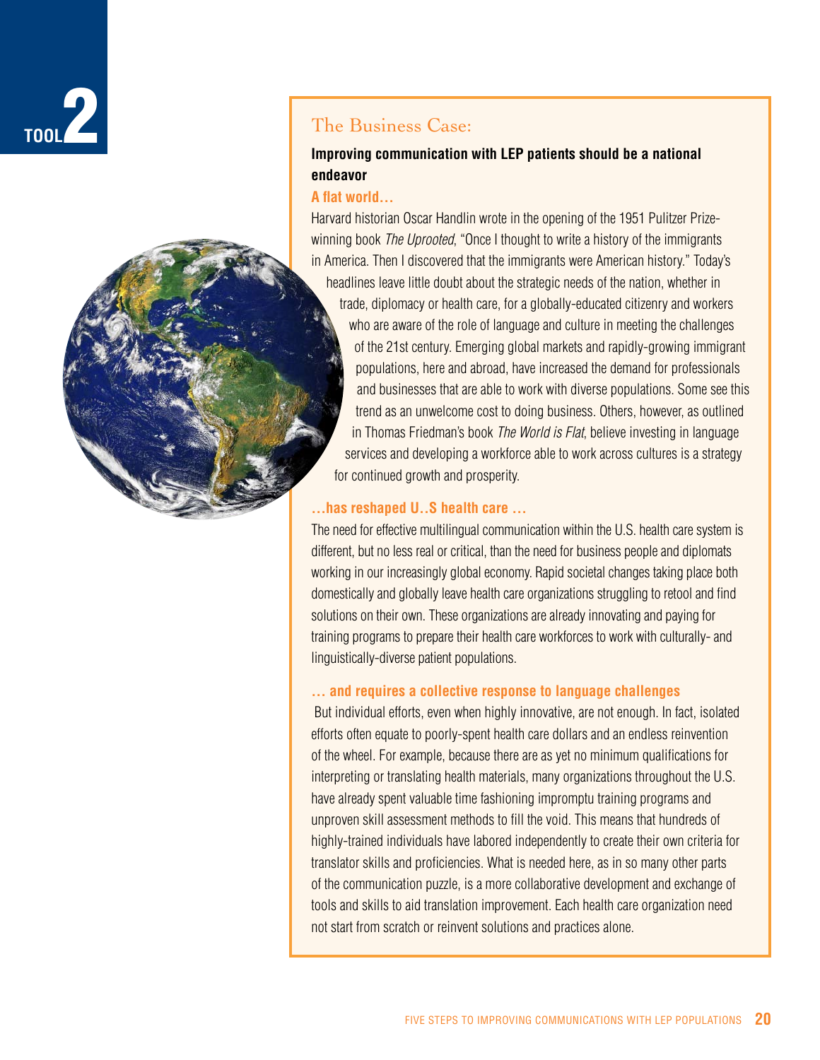TOOL 2

## The Business Case:

### Improving communication with LEP patients should be a national endeavor

**A flat world…**

Harvard historian Oscar Handlin wrote in the opening of the 1951 Pulitzer Prize-winning book *The Uprooted*, "Once I thought to write a history of the immigrants in America. Then I discovered that the immigrants were American history." Today's headlines leave little doubt about the strategic needs of the nation, whether in trade, diplomacy or health care, for a globally-educated citizenry and workers who are aware of the role of language and culture in meeting the challenges of the 21st century. Emerging global markets and rapidly-growing immigrant populations, here and abroad, have increased the demand for professionals and businesses that are able to work with diverse populations. Some see this trend as an unwelcome cost to doing business. Others, however, as outlined in Thomas Friedman's book *The World is Flat*, believe investing in language services and developing a workforce able to work across cultures is a strategy for continued growth and prosperity.

**…has reshaped U..S health care …**

The need for effective multilingual communication within the U.S. health care system is different, but no less real or critical, than the need for business people and diplomats working in our increasingly global economy. Rapid societal changes taking place both domestically and globally leave health care organizations struggling to retool and find solutions on their own. These organizations are already innovating and paying for training programs to prepare their health care workforces to work with culturally- and linguistically-diverse patient populations.

**… and requires a collective response to language challenges**

But individual efforts, even when highly innovative, are not enough. In fact, isolated efforts often equate to poorly-spent health care dollars and an endless reinvention of the wheel. For example, because there are as yet no minimum qualifications for interpreting or translating health materials, many organizations throughout the U.S. have already spent valuable time fashioning impromptu training programs and unproven skill assessment methods to fill the void. This means that hundreds of highly-trained individuals have labored independently to create their own criteria for translator skills and proficiencies. What is needed here, as in so many other parts of the communication puzzle, is a more collaborative development and exchange of tools and skills to aid translation improvement. Each health care organization need not start from scratch or reinvent solutions and practices alone.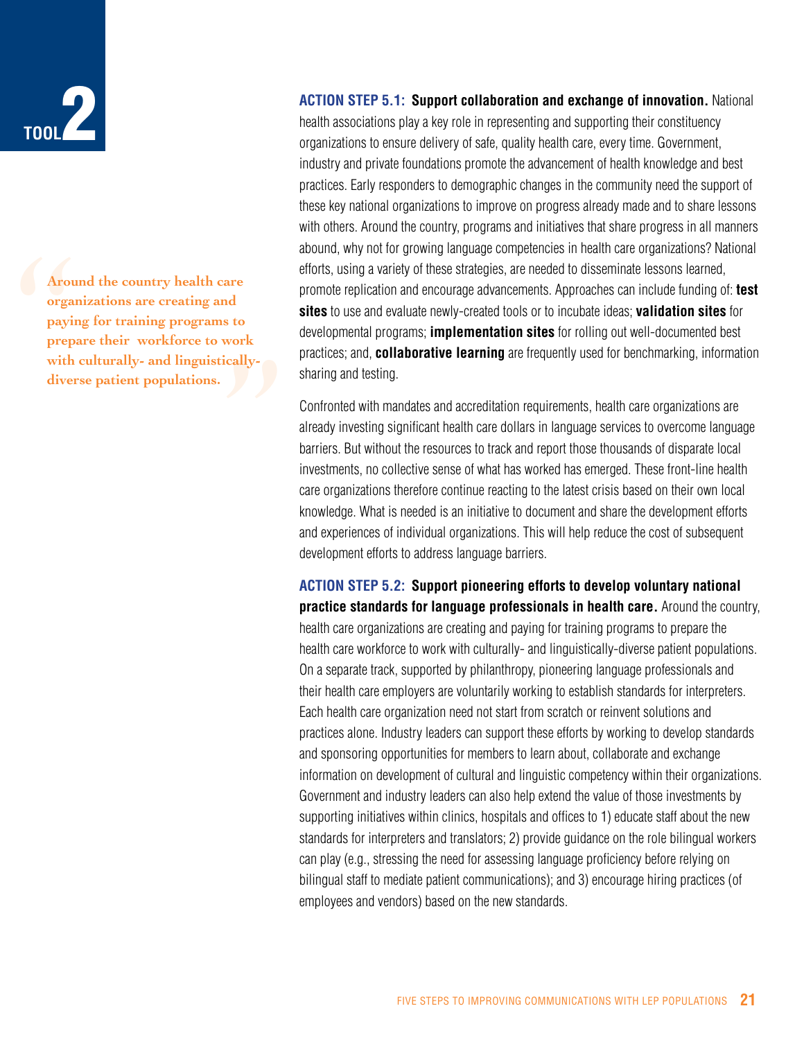**TOOL 2**

> Around the country health care organizations are creating and paying for training programs to prepare their workforce to work with culturally- and linguistically-diverse patient populations.

**ACTION STEP 5.1: Support collaboration and exchange of innovation.** National health associations play a key role in representing and supporting their constituency organizations to ensure delivery of safe, quality health care, every time. Government, industry and private foundations promote the advancement of health knowledge and best practices. Early responders to demographic changes in the community need the support of these key national organizations to improve on progress already made and to share lessons with others. Around the country, programs and initiatives that share progress in all manners abound, why not for growing language competencies in health care organizations? National efforts, using a variety of these strategies, are needed to disseminate lessons learned, promote replication and encourage advancements. Approaches can include funding of: **test sites** to use and evaluate newly-created tools or to incubate ideas; **validation sites** for developmental programs; **implementation sites** for rolling out well-documented best practices; and, **collaborative learning** are frequently used for benchmarking, information sharing and testing.

Confronted with mandates and accreditation requirements, health care organizations are already investing significant health care dollars in language services to overcome language barriers. But without the resources to track and report those thousands of disparate local investments, no collective sense of what has worked has emerged. These front-line health care organizations therefore continue reacting to the latest crisis based on their own local knowledge. What is needed is an initiative to document and share the development efforts and experiences of individual organizations. This will help reduce the cost of subsequent development efforts to address language barriers.

**ACTION STEP 5.2: Support pioneering efforts to develop voluntary national practice standards for language professionals in health care.** Around the country, health care organizations are creating and paying for training programs to prepare the health care workforce to work with culturally- and linguistically-diverse patient populations. On a separate track, supported by philanthropy, pioneering language professionals and their health care employers are voluntarily working to establish standards for interpreters. Each health care organization need not start from scratch or reinvent solutions and practices alone. Industry leaders can support these efforts by working to develop standards and sponsoring opportunities for members to learn about, collaborate and exchange information on development of cultural and linguistic competency within their organizations. Government and industry leaders can also help extend the value of those investments by supporting initiatives within clinics, hospitals and offices to 1) educate staff about the new standards for interpreters and translators; 2) provide guidance on the role bilingual workers can play (e.g., stressing the need for assessing language proficiency before relying on bilingual staff to mediate patient communications); and 3) encourage hiring practices (of employees and vendors) based on the new standards.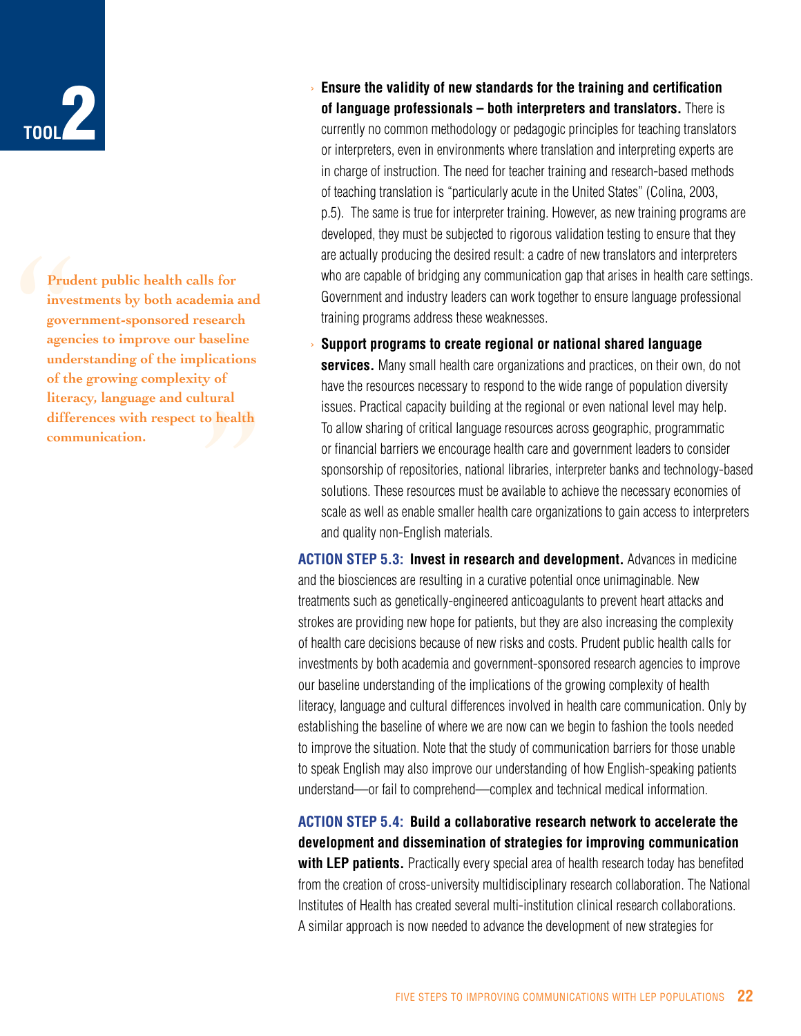> Prudent public health calls for investments by both academia and government-sponsored research agencies to improve our baseline understanding of the implications of the growing complexity of literacy, language and cultural differences with respect to health communication.

- **Ensure the validity of new standards for the training and certification of language professionals – both interpreters and translators.** There is currently no common methodology or pedagogic principles for teaching translators or interpreters, even in environments where translation and interpreting experts are in charge of instruction. The need for teacher training and research-based methods of teaching translation is "particularly acute in the United States" (Colina, 2003, p.5). The same is true for interpreter training. However, as new training programs are developed, they must be subjected to rigorous validation testing to ensure that they are actually producing the desired result: a cadre of new translators and interpreters who are capable of bridging any communication gap that arises in health care settings. Government and industry leaders can work together to ensure language professional training programs address these weaknesses.
- **Support programs to create regional or national shared language services.** Many small health care organizations and practices, on their own, do not have the resources necessary to respond to the wide range of population diversity issues. Practical capacity building at the regional or even national level may help. To allow sharing of critical language resources across geographic, programmatic or financial barriers we encourage health care and government leaders to consider sponsorship of repositories, national libraries, interpreter banks and technology-based solutions. These resources must be available to achieve the necessary economies of scale as well as enable smaller health care organizations to gain access to interpreters and quality non-English materials.

**ACTION STEP 5.3: Invest in research and development.** Advances in medicine and the biosciences are resulting in a curative potential once unimaginable. New treatments such as genetically-engineered anticoagulants to prevent heart attacks and strokes are providing new hope for patients, but they are also increasing the complexity of health care decisions because of new risks and costs. Prudent public health calls for investments by both academia and government-sponsored research agencies to improve our baseline understanding of the implications of the growing complexity of health literacy, language and cultural differences involved in health care communication. Only by establishing the baseline of where we are now can we begin to fashion the tools needed to improve the situation. Note that the study of communication barriers for those unable to speak English may also improve our understanding of how English-speaking patients understand—or fail to comprehend—complex and technical medical information.

**ACTION STEP 5.4: Build a collaborative research network to accelerate the development and dissemination of strategies for improving communication with LEP patients.** Practically every special area of health research today has benefited from the creation of cross-university multidisciplinary research collaboration. The National Institutes of Health has created several multi-institution clinical research collaborations. A similar approach is now needed to advance the development of new strategies for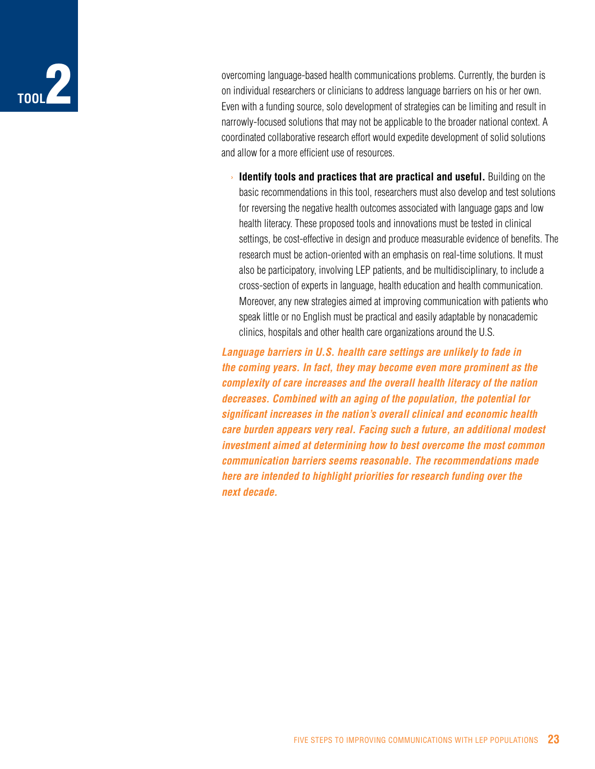overcoming language-based health communications problems. Currently, the burden is on individual researchers or clinicians to address language barriers on his or her own. Even with a funding source, solo development of strategies can be limiting and result in narrowly-focused solutions that may not be applicable to the broader national context. A coordinated collaborative research effort would expedite development of solid solutions and allow for a more efficient use of resources.

- **Identify tools and practices that are practical and useful.** Building on the basic recommendations in this tool, researchers must also develop and test solutions for reversing the negative health outcomes associated with language gaps and low health literacy. These proposed tools and innovations must be tested in clinical settings, be cost-effective in design and produce measurable evidence of benefits. The research must be action-oriented with an emphasis on real-time solutions. It must also be participatory, involving LEP patients, and be multidisciplinary, to include a cross-section of experts in language, health education and health communication. Moreover, any new strategies aimed at improving communication with patients who speak little or no English must be practical and easily adaptable by nonacademic clinics, hospitals and other health care organizations around the U.S.

***Language barriers in U.S. health care settings are unlikely to fade in the coming years. In fact, they may become even more prominent as the complexity of care increases and the overall health literacy of the nation decreases. Combined with an aging of the population, the potential for significant increases in the nation's overall clinical and economic health care burden appears very real. Facing such a future, an additional modest investment aimed at determining how to best overcome the most common communication barriers seems reasonable. The recommendations made here are intended to highlight priorities for research funding over the next decade.***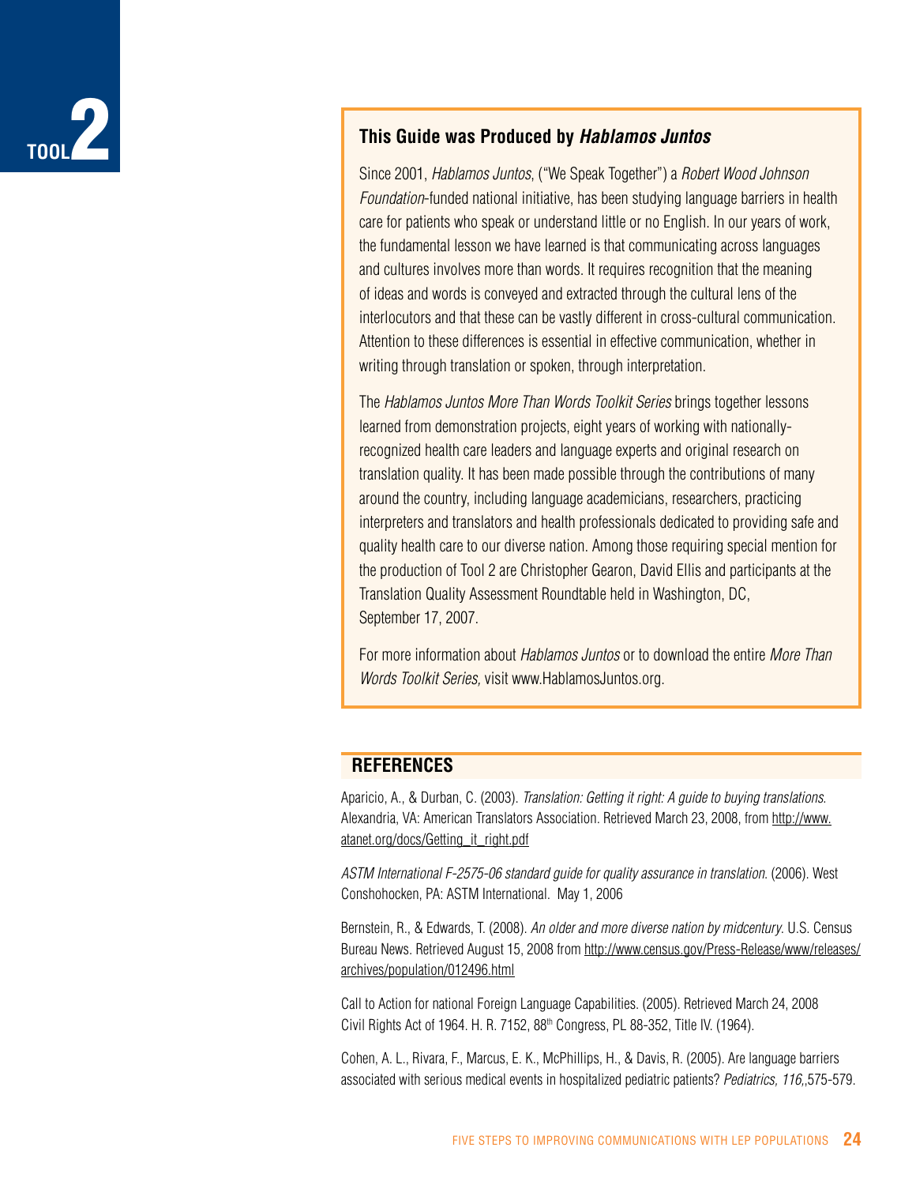TOOL 2

### This Guide was Produced by *Hablamos Juntos*

Since 2001, *Hablamos Juntos*, ("We Speak Together") a *Robert Wood Johnson Foundation*-funded national initiative, has been studying language barriers in health care for patients who speak or understand little or no English. In our years of work, the fundamental lesson we have learned is that communicating across languages and cultures involves more than words. It requires recognition that the meaning of ideas and words is conveyed and extracted through the cultural lens of the interlocutors and that these can be vastly different in cross-cultural communication. Attention to these differences is essential in effective communication, whether in writing through translation or spoken, through interpretation.

The *Hablamos Juntos More Than Words Toolkit Series* brings together lessons learned from demonstration projects, eight years of working with nationally-recognized health care leaders and language experts and original research on translation quality. It has been made possible through the contributions of many around the country, including language academicians, researchers, practicing interpreters and translators and health professionals dedicated to providing safe and quality health care to our diverse nation. Among those requiring special mention for the production of Tool 2 are Christopher Gearon, David Ellis and participants at the Translation Quality Assessment Roundtable held in Washington, DC, September 17, 2007.

For more information about *Hablamos Juntos* or to download the entire *More Than Words Toolkit Series,* visit www.HablamosJuntos.org.

## REFERENCES

Aparicio, A., & Durban, C. (2003). *Translation: Getting it right: A guide to buying translations.* Alexandria, VA: American Translators Association. Retrieved March 23, 2008, from http://www.atanet.org/docs/Getting_it_right.pdf

*ASTM International F-2575-06 standard guide for quality assurance in translation.* (2006). West Conshohocken, PA: ASTM International. May 1, 2006

Bernstein, R., & Edwards, T. (2008). *An older and more diverse nation by midcentury.* U.S. Census Bureau News. Retrieved August 15, 2008 from http://www.census.gov/Press-Release/www/releases/archives/population/012496.html

Call to Action for national Foreign Language Capabilities. (2005). Retrieved March 24, 2008 Civil Rights Act of 1964. H. R. 7152, 88th Congress, PL 88-352, Title IV. (1964).

Cohen, A. L., Rivara, F., Marcus, E. K., McPhillips, H., & Davis, R. (2005). Are language barriers associated with serious medical events in hospitalized pediatric patients? *Pediatrics, 116,*,575-579.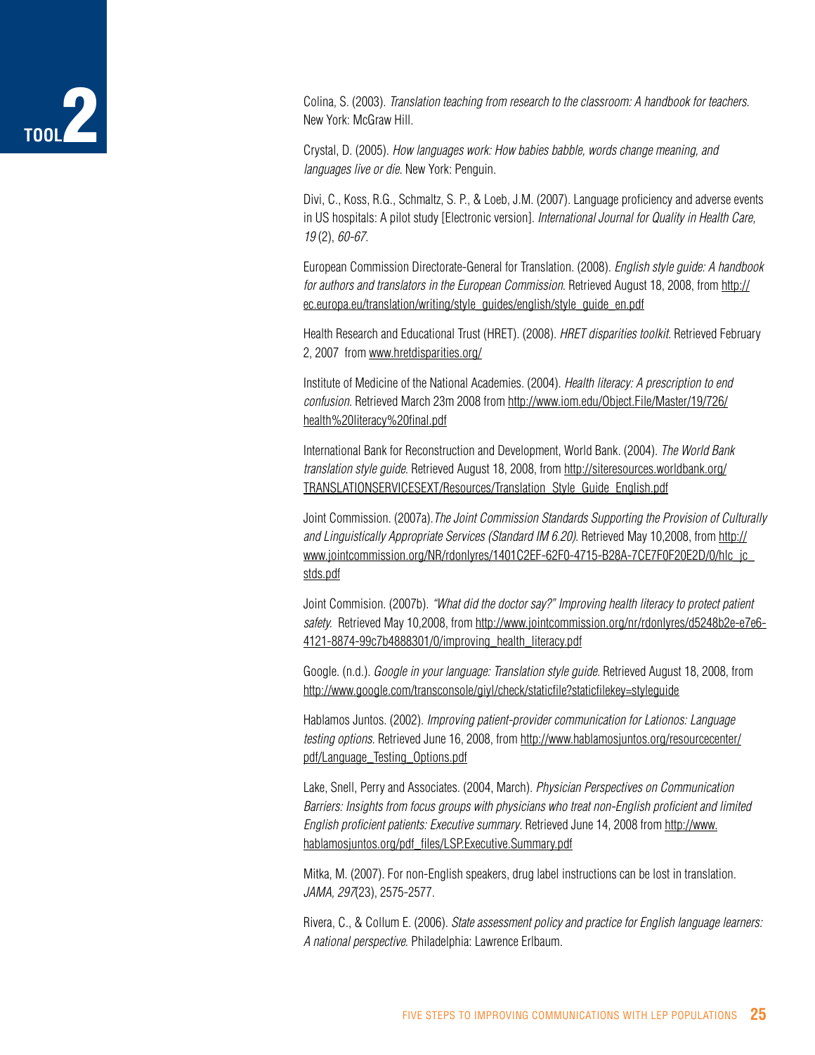Colina, S. (2003). *Translation teaching from research to the classroom: A handbook for teachers*. New York: McGraw Hill.

Crystal, D. (2005). *How languages work: How babies babble, words change meaning, and languages live or die*. New York: Penguin.

Divi, C., Koss, R.G., Schmaltz, S. P., & Loeb, J.M. (2007). Language proficiency and adverse events in US hospitals: A pilot study [Electronic version]. *International Journal for Quality in Health Care, 19* (2), *60-67*.

European Commission Directorate-General for Translation. (2008). *English style guide: A handbook for authors and translators in the European Commission*. Retrieved August 18, 2008, from http://ec.europa.eu/translation/writing/style_guides/english/style_guide_en.pdf

Health Research and Educational Trust (HRET). (2008). *HRET disparities toolkit*. Retrieved February 2, 2007 from www.hretdisparities.org/

Institute of Medicine of the National Academies. (2004). *Health literacy: A prescription to end confusion*. Retrieved March 23m 2008 from http://www.iom.edu/Object.File/Master/19/726/health%20literacy%20final.pdf

International Bank for Reconstruction and Development, World Bank. (2004). *The World Bank translation style guide*. Retrieved August 18, 2008, from http://siteresources.worldbank.org/TRANSLATIONSERVICESEXT/Resources/Translation_Style_Guide_English.pdf

Joint Commission. (2007a). *The Joint Commission Standards Supporting the Provision of Culturally and Linguistically Appropriate Services (Standard IM 6.20)*. Retrieved May 10,2008, from http://www.jointcommission.org/NR/rdonlyres/1401C2EF-62F0-4715-B28A-7CE7F0F20E2D/0/hlc_jc_stds.pdf

Joint Commision. (2007b). *"What did the doctor say?" Improving health literacy to protect patient safety*. Retrieved May 10,2008, from http://www.jointcommission.org/nr/rdonlyres/d5248b2e-e7e6-4121-8874-99c7b4888301/0/improving_health_literacy.pdf

Google. (n.d.). *Google in your language: Translation style guide*. Retrieved August 18, 2008, from http://www.google.com/transconsole/giyl/check/staticfile?staticfilekey=styleguide

Hablamos Juntos. (2002). *Improving patient-provider communication for Lationos: Language testing options*. Retrieved June 16, 2008, from http://www.hablamosjuntos.org/resourcecenter/pdf/Language_Testing_Options.pdf

Lake, Snell, Perry and Associates. (2004, March). *Physician Perspectives on Communication Barriers: Insights from focus groups with physicians who treat non-English proficient and limited English proficient patients: Executive summary*. Retrieved June 14, 2008 from http://www.hablamosjuntos.org/pdf_files/LSP.Executive.Summary.pdf

Mitka, M. (2007). For non-English speakers, drug label instructions can be lost in translation. *JAMA, 297*(23), 2575-2577.

Rivera, C., & Collum E. (2006). *State assessment policy and practice for English language learners: A national perspective*. Philadelphia: Lawrence Erlbaum.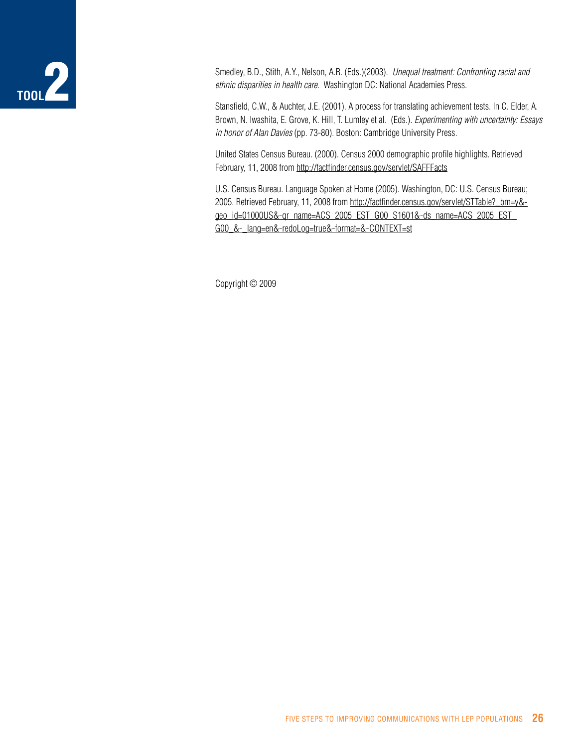Smedley, B.D., Stith, A.Y., Nelson, A.R. (Eds.)(2003). *Unequal treatment: Confronting racial and ethnic disparities in health care.* Washington DC: National Academies Press.

Stansfield, C.W., & Auchter, J.E. (2001). A process for translating achievement tests. In C. Elder, A. Brown, N. Iwashita, E. Grove, K. Hill, T. Lumley et al. (Eds.). *Experimenting with uncertainty: Essays in honor of Alan Davies* (pp. 73-80). Boston: Cambridge University Press.

United States Census Bureau. (2000). Census 2000 demographic profile highlights. Retrieved February, 11, 2008 from http://factfinder.census.gov/servlet/SAFFFacts

U.S. Census Bureau. Language Spoken at Home (2005). Washington, DC: U.S. Census Bureau; 2005. Retrieved February, 11, 2008 from http://factfinder.census.gov/servlet/STTable?_bm=y&-geo_id=01000US&-qr_name=ACS_2005_EST_G00_S1601&-ds_name=ACS_2005_EST_G00_&-_lang=en&-redoLog=true&-format=&-CONTEXT=st

Copyright © 2009